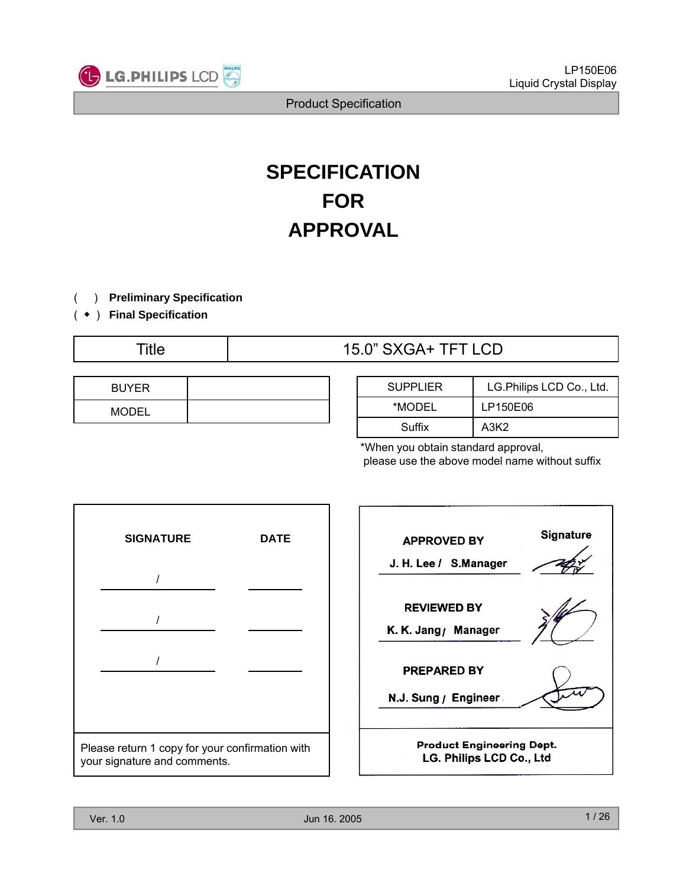# SPECIFICATION FOR APPROVAL

( ) **Preliminary Specification**
( ◆ ) **Final Specification**

| Title | 15.0" SXGA+ TFT LCD |
|---|---|

| BUYER | |
|---|---|
| MODEL | |

| SUPPLIER | LG.Philips LCD Co., Ltd. |
|---|---|
| *MODEL | LP150E06 |
| Suffix | A3K2 |

*When you obtain standard approval, please use the above model name without suffix

| SIGNATURE | DATE |
|---|---|
| / | |
| / | |
| / | |

Please return 1 copy for your confirmation with your signature and comments.

| | Signature |
|---|---|
| **APPROVED BY** | |
| **J. H. Lee / S.Manager** | |
| **REVIEWED BY** | |
| **K. K. Jang / Manager** | |
| **PREPARED BY** | |
| **N.J. Sung / Engineer** | |

**Product Engineering Dept.**
**LG. Philips LCD Co., Ltd**

Ver. 1.0 Jun 16. 2005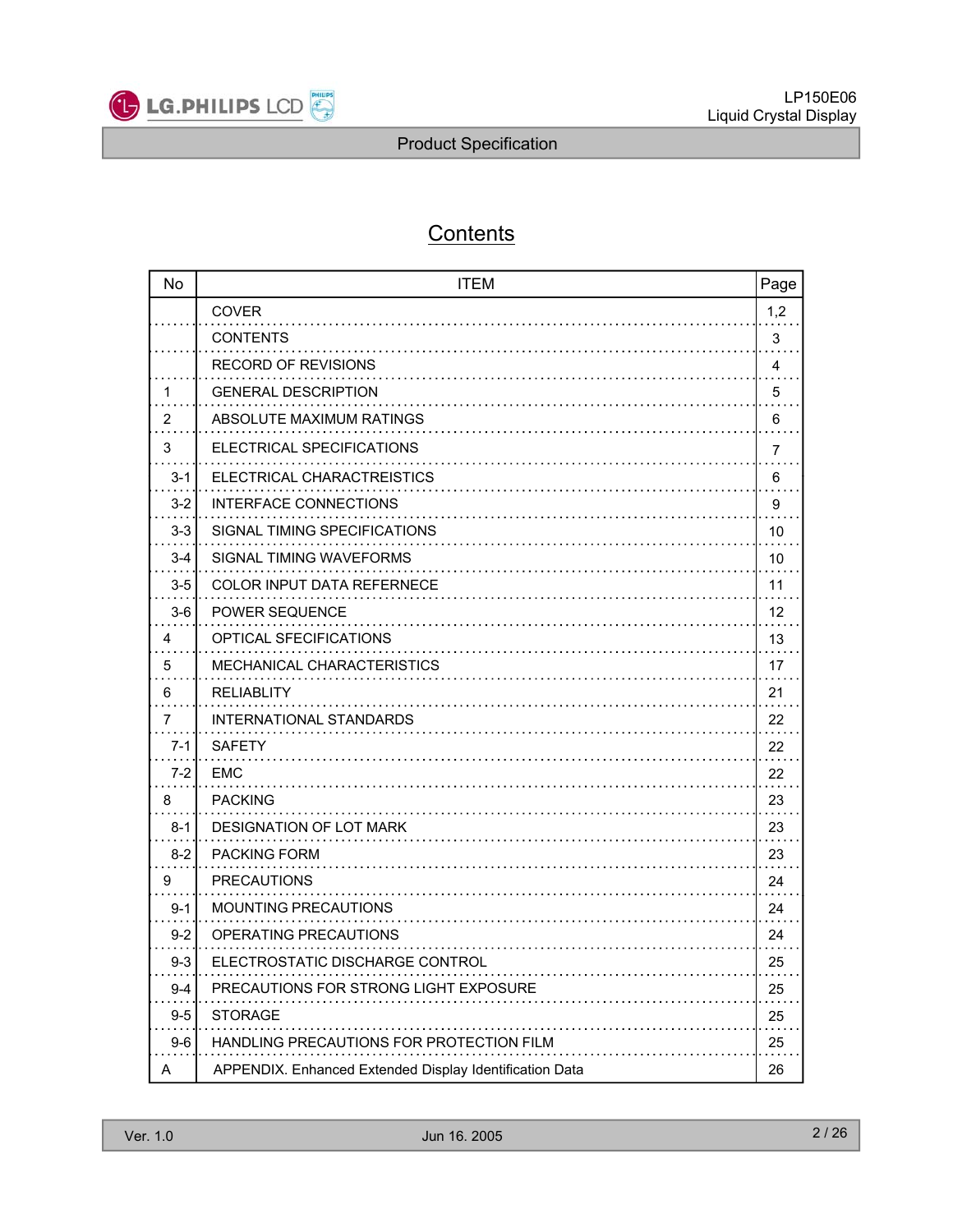# Contents

| No | ITEM | Page |
|---|---|---|
| | COVER | 1,2 |
| | CONTENTS | 3 |
| | RECORD OF REVISIONS | 4 |
| 1 | GENERAL DESCRIPTION | 5 |
| 2 | ABSOLUTE MAXIMUM RATINGS | 6 |
| 3 | ELECTRICAL SPECIFICATIONS | 7 |
| 3-1 | ELECTRICAL CHARACTREISTICS | 6 |
| 3-2 | INTERFACE CONNECTIONS | 9 |
| 3-3 | SIGNAL TIMING SPECIFICATIONS | 10 |
| 3-4 | SIGNAL TIMING WAVEFORMS | 10 |
| 3-5 | COLOR INPUT DATA REFERNECE | 11 |
| 3-6 | POWER SEQUENCE | 12 |
| 4 | OPTICAL SFECIFICATIONS | 13 |
| 5 | MECHANICAL CHARACTERISTICS | 17 |
| 6 | RELIABLITY | 21 |
| 7 | INTERNATIONAL STANDARDS | 22 |
| 7-1 | SAFETY | 22 |
| 7-2 | EMC | 22 |
| 8 | PACKING | 23 |
| 8-1 | DESIGNATION OF LOT MARK | 23 |
| 8-2 | PACKING FORM | 23 |
| 9 | PRECAUTIONS | 24 |
| 9-1 | MOUNTING PRECAUTIONS | 24 |
| 9-2 | OPERATING PRECAUTIONS | 24 |
| 9-3 | ELECTROSTATIC DISCHARGE CONTROL | 25 |
| 9-4 | PRECAUTIONS FOR STRONG LIGHT EXPOSURE | 25 |
| 9-5 | STORAGE | 25 |
| 9-6 | HANDLING PRECAUTIONS FOR PROTECTION FILM | 25 |
| A | APPENDIX. Enhanced Extended Display Identification Data | 26 |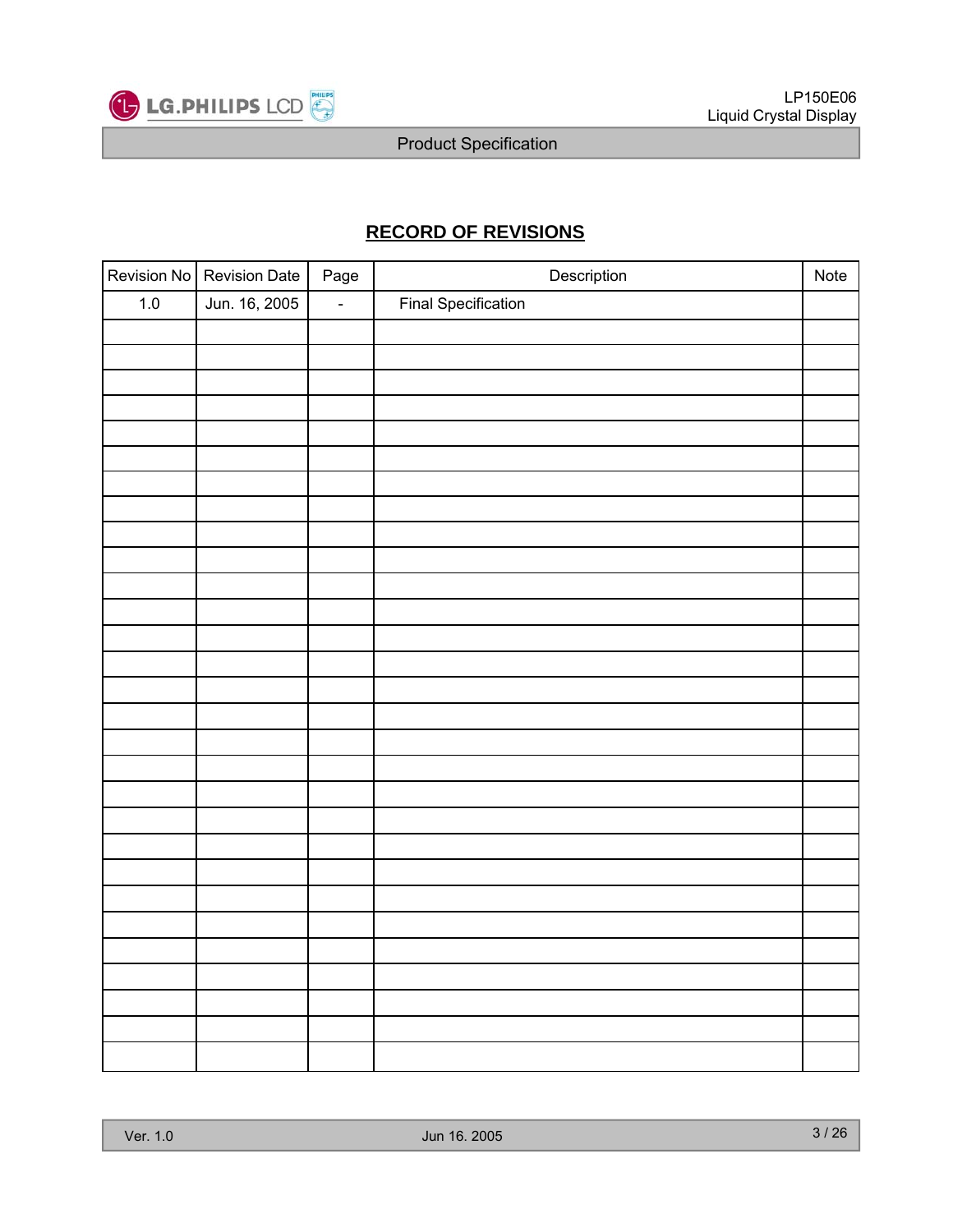# RECORD OF REVISIONS

| Revision No | Revision Date | Page | Description | Note |
|---|---|---|---|---|
| 1.0 | Jun. 16, 2005 | - | Final Specification | |
| | | | | |
| | | | | |
| | | | | |
| | | | | |
| | | | | |
| | | | | |
| | | | | |
| | | | | |
| | | | | |
| | | | | |
| | | | | |
| | | | | |
| | | | | |
| | | | | |
| | | | | |
| | | | | |
| | | | | |
| | | | | |
| | | | | |
| | | | | |
| | | | | |
| | | | | |
| | | | | |
| | | | | |
| | | | | |
| | | | | |
| | | | | |
| | | | | |
| | | | | |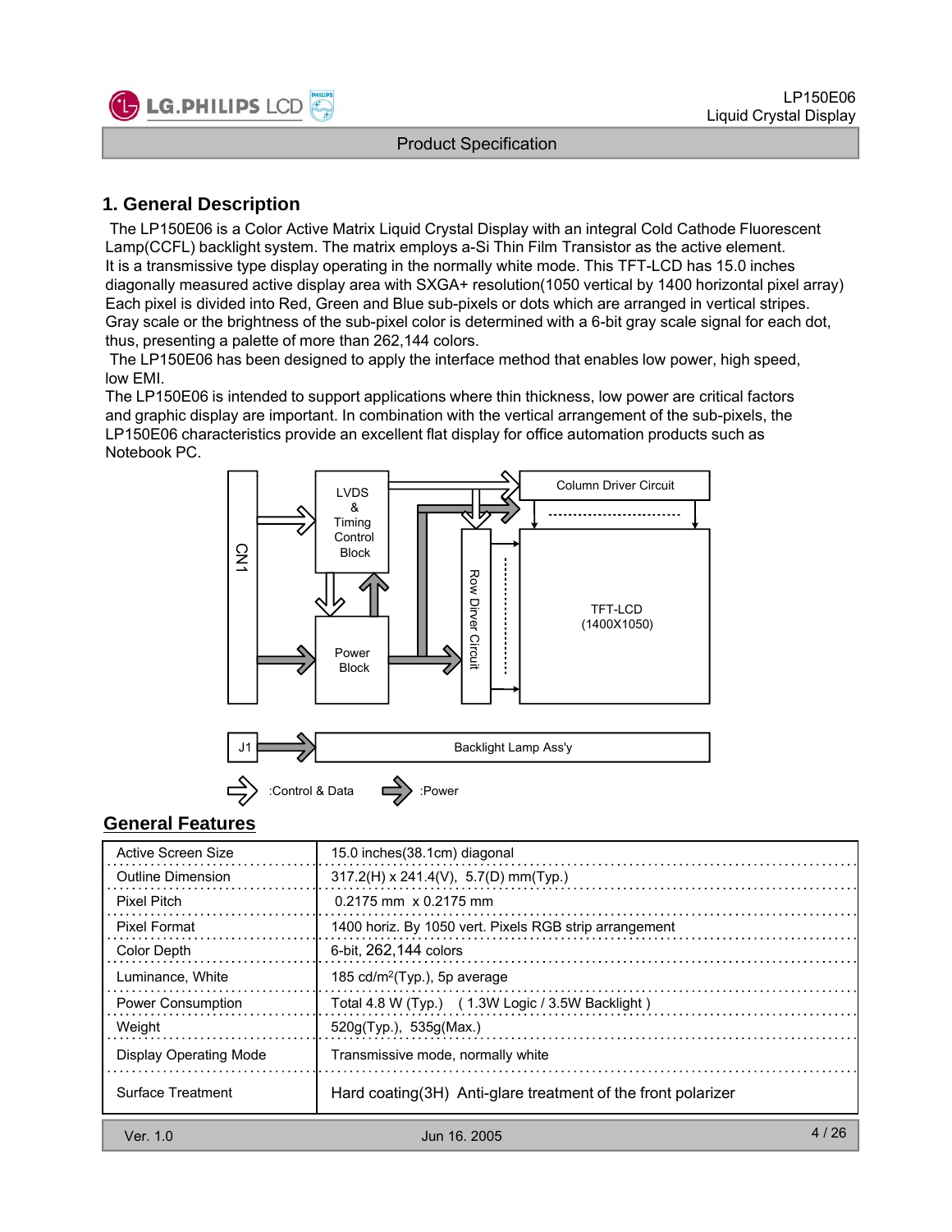# 1. General Description

The LP150E06 is a Color Active Matrix Liquid Crystal Display with an integral Cold Cathode Fluorescent Lamp(CCFL) backlight system. The matrix employs a-Si Thin Film Transistor as the active element. It is a transmissive type display operating in the normally white mode. This TFT-LCD has 15.0 inches diagonally measured active display area with SXGA+ resolution(1050 vertical by 1400 horizontal pixel array) Each pixel is divided into Red, Green and Blue sub-pixels or dots which are arranged in vertical stripes. Gray scale or the brightness of the sub-pixel color is determined with a 6-bit gray scale signal for each dot, thus, presenting a palette of more than 262,144 colors.

The LP150E06 has been designed to apply the interface method that enables low power, high speed, low EMI.

The LP150E06 is intended to support applications where thin thickness, low power are critical factors and graphic display are important. In combination with the vertical arrangement of the sub-pixels, the LP150E06 characteristics provide an excellent flat display for office automation products such as Notebook PC.

CN1 | LVDS & Timing Control Block | Column Driver Circuit | Power Block | Row Driver Circuit | TFT-LCD (1400X1050)

J1 | Backlight Lamp Ass'y

:Control & Data  :Power

## General Features

| | |
|---|---|
| Active Screen Size | 15.0 inches(38.1cm) diagonal |
| Outline Dimension | 317.2(H) x 241.4(V), 5.7(D) mm(Typ.) |
| Pixel Pitch | 0.2175 mm x 0.2175 mm |
| Pixel Format | 1400 horiz. By 1050 vert. Pixels RGB strip arrangement |
| Color Depth | 6-bit, 262,144 colors |
| Luminance, White | 185 cd/m$^2$(Typ.), 5p average |
| Power Consumption | Total 4.8 W (Typ.) ( 1.3W Logic / 3.5W Backlight ) |
| Weight | 520g(Typ.), 535g(Max.) |
| Display Operating Mode | Transmissive mode, normally white |
| Surface Treatment | Hard coating(3H) Anti-glare treatment of the front polarizer |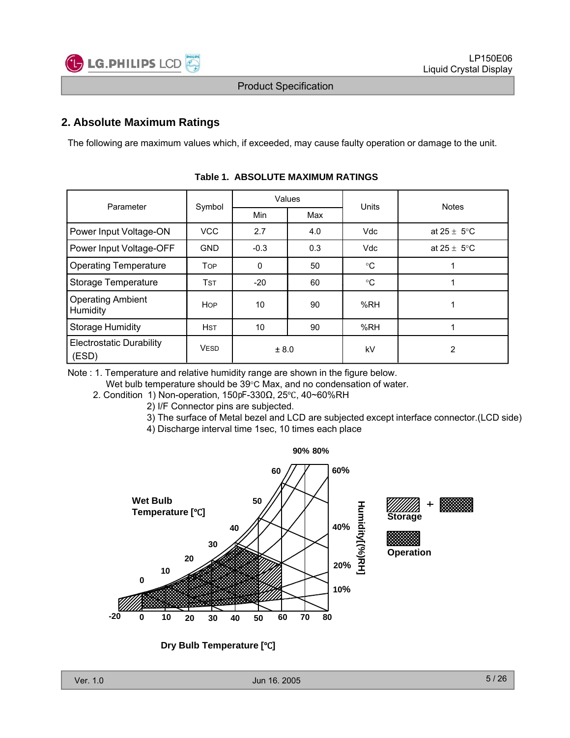## 2. Absolute Maximum Ratings

The following are maximum values which, if exceeded, may cause faulty operation or damage to the unit.

**Table 1. ABSOLUTE MAXIMUM RATINGS**

| Parameter | Symbol | Values | | Units | Notes |
|---|---|---|---|---|---|
| | | Min | Max | | |
| Power Input Voltage-ON | VCC | 2.7 | 4.0 | Vdc | at 25 ± 5°C |
| Power Input Voltage-OFF | GND | -0.3 | 0.3 | Vdc | at 25 ± 5°C |
| Operating Temperature | TOP | 0 | 50 | °C | 1 |
| Storage Temperature | TST | -20 | 60 | °C | 1 |
| Operating Ambient Humidity | HOP | 10 | 90 | %RH | 1 |
| Storage Humidity | HST | 10 | 90 | %RH | 1 |
| Electrostatic Durability (ESD) | VESD | ± 8.0 | | kV | 2 |

Note : 1. Temperature and relative humidity range are shown in the figure below.
Wet bulb temperature should be 39°C Max, and no condensation of water.
2. Condition 1) Non-operation, 150pF-330Ω, 25℃, 40~60%RH
2) I/F Connector pins are subjected.
3) The surface of Metal bezel and LCD are subjected except interface connector.(LCD side)
4) Discharge interval time 1sec, 10 times each place

Wet Bulb Temperature [℃]

Humidity[(%)RH]

Storage + (Operation)

Operation

Dry Bulb Temperature [℃]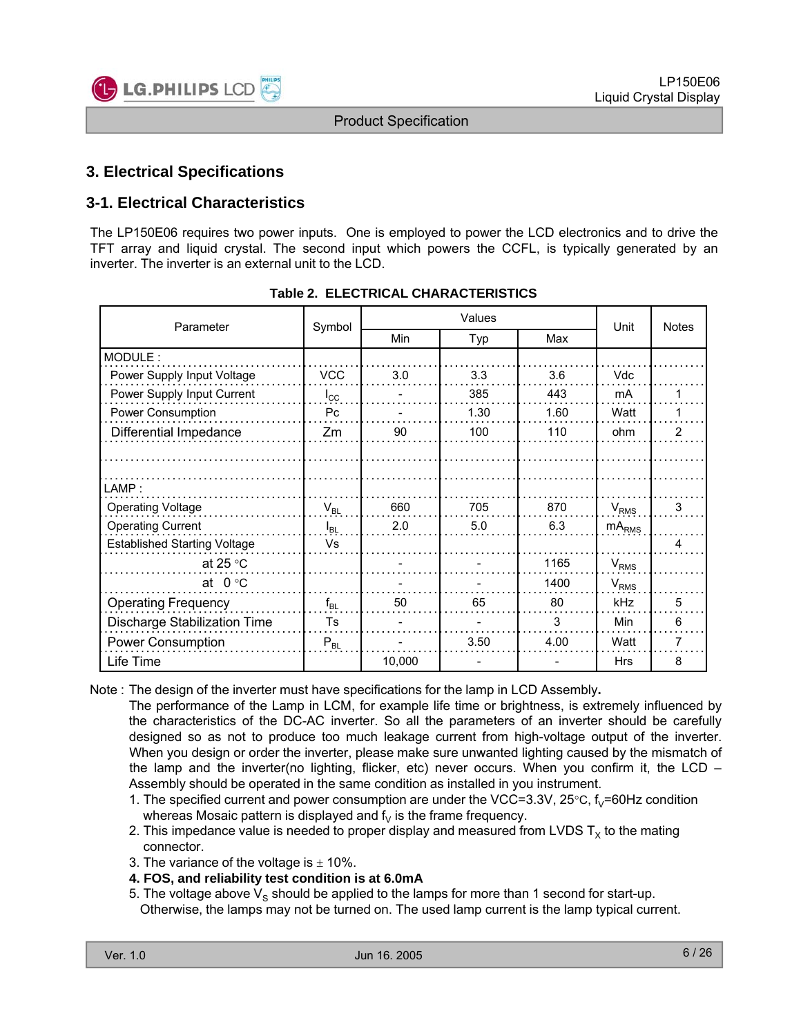## 3. Electrical Specifications

### 3-1. Electrical Characteristics

The LP150E06 requires two power inputs. One is employed to power the LCD electronics and to drive the TFT array and liquid crystal. The second input which powers the CCFL, is typically generated by an inverter. The inverter is an external unit to the LCD.

**Table 2. ELECTRICAL CHARACTERISTICS**

| Parameter | Symbol | Values | | | Unit | Notes |
|---|---|---|---|---|---|---|
| | | Min | Typ | Max | | |
| MODULE : | | | | | | |
| Power Supply Input Voltage | VCC | 3.0 | 3.3 | 3.6 | Vdc | |
| Power Supply Input Current | $I_{CC}$ | - | 385 | 443 | mA | 1 |
| Power Consumption | Pc | - | 1.30 | 1.60 | Watt | 1 |
| Differential Impedance | Zm | 90 | 100 | 110 | ohm | 2 |
| | | | | | | |
| LAMP : | | | | | | |
| Operating Voltage | $V_{BL}$ | 660 | 705 | 870 | $V_{RMS}$ | 3 |
| Operating Current | $I_{BL}$ | 2.0 | 5.0 | 6.3 | $mA_{RMS}$ | |
| Established Starting Voltage | Vs | | | | | 4 |
| at 25 °C | | - | - | 1165 | $V_{RMS}$ | |
| at 0 °C | | - | - | 1400 | $V_{RMS}$ | |
| Operating Frequency | $f_{BL}$ | 50 | 65 | 80 | kHz | 5 |
| Discharge Stabilization Time | Ts | - | - | 3 | Min | 6 |
| Power Consumption | $P_{BL}$ | - | 3.50 | 4.00 | Watt | 7 |
| Life Time | | 10,000 | - | - | Hrs | 8 |

Note : The design of the inverter must have specifications for the lamp in LCD Assembly**.**
The performance of the Lamp in LCM, for example life time or brightness, is extremely influenced by the characteristics of the DC-AC inverter. So all the parameters of an inverter should be carefully designed so as not to produce too much leakage current from high-voltage output of the inverter. When you design or order the inverter, please make sure unwanted lighting caused by the mismatch of the lamp and the inverter(no lighting, flicker, etc) never occurs. When you confirm it, the LCD – Assembly should be operated in the same condition as installed in you instrument.

1. The specified current and power consumption are under the VCC=3.3V, 25°C, $f_V$=60Hz condition whereas Mosaic pattern is displayed and $f_V$ is the frame frequency.
2. This impedance value is needed to proper display and measured from LVDS $T_X$ to the mating connector.
3. The variance of the voltage is ± 10%.
4. **FOS, and reliability test condition is at 6.0mA**
5. The voltage above $V_S$ should be applied to the lamps for more than 1 second for start-up. Otherwise, the lamps may not be turned on. The used lamp current is the lamp typical current.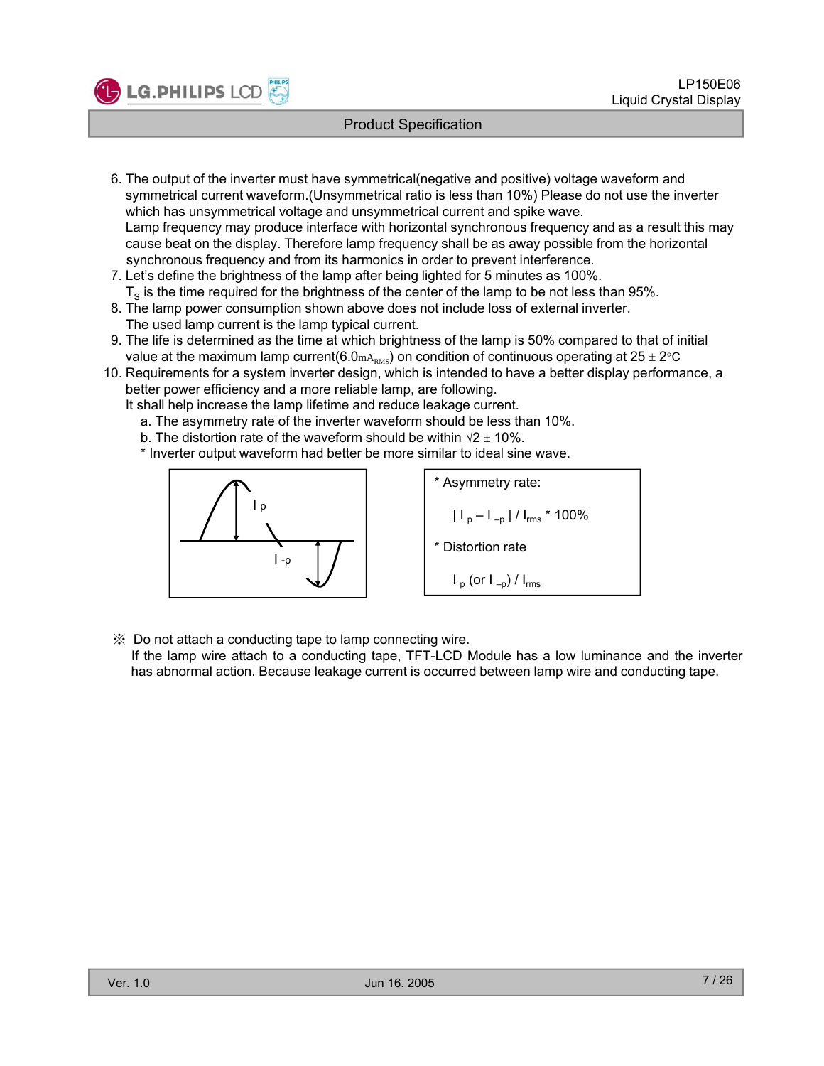6. The output of the inverter must have symmetrical(negative and positive) voltage waveform and symmetrical current waveform.(Unsymmetrical ratio is less than 10%) Please do not use the inverter which has unsymmetrical voltage and unsymmetrical current and spike wave.
   Lamp frequency may produce interface with horizontal synchronous frequency and as a result this may cause beat on the display. Therefore lamp frequency shall be as away possible from the horizontal synchronous frequency and from its harmonics in order to prevent interference.
7. Let's define the brightness of the lamp after being lighted for 5 minutes as 100%.
   $T_S$ is the time required for the brightness of the center of the lamp to be not less than 95%.
8. The lamp power consumption shown above does not include loss of external inverter.
   The used lamp current is the lamp typical current.
9. The life is determined as the time at which brightness of the lamp is 50% compared to that of initial value at the maximum lamp current(6.0$mA_{RMS}$) on condition of continuous operating at 25 ± 2°C
10. Requirements for a system inverter design, which is intended to have a better display performance, a better power efficiency and a more reliable lamp, are following.
    It shall help increase the lamp lifetime and reduce leakage current.
    a. The asymmetry rate of the inverter waveform should be less than 10%.
    b. The distortion rate of the waveform should be within $\sqrt{2}$ ± 10%.
    * Inverter output waveform had better be more similar to ideal sine wave.

$I_p$

$I_{-p}$

* Asymmetry rate:

  $| I_p - I_{-p} | / I_{rms}$ * 100%

* Distortion rate

  $I_p$ (or $I_{-p}$) / $I_{rms}$

※ Do not attach a conducting tape to lamp connecting wire.
If the lamp wire attach to a conducting tape, TFT-LCD Module has a low luminance and the inverter has abnormal action. Because leakage current is occurred between lamp wire and conducting tape.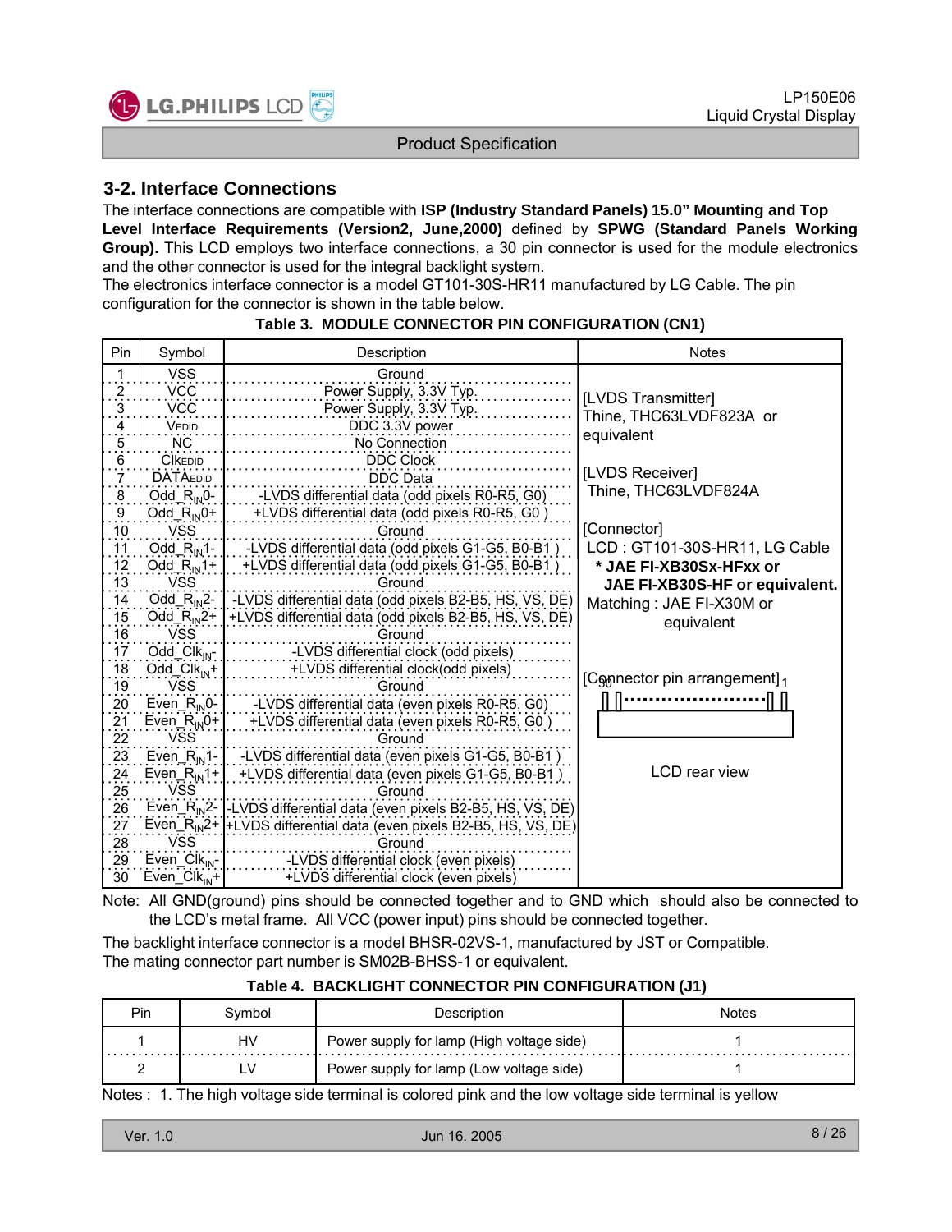## 3-2. Interface Connections

The interface connections are compatible with **ISP (Industry Standard Panels) 15.0" Mounting and Top Level Interface Requirements (Version2, June,2000)** defined by **SPWG (Standard Panels Working Group).** This LCD employs two interface connections, a 30 pin connector is used for the module electronics and the other connector is used for the integral backlight system.
The electronics interface connector is a model GT101-30S-HR11 manufactured by LG Cable. The pin configuration for the connector is shown in the table below.

**Table 3. MODULE CONNECTOR PIN CONFIGURATION (CN1)**

| Pin | Symbol | Description | Notes |
|---|---|---|---|
| 1 | VSS | Ground | [LVDS Transmitter] Thine, THC63LVDF823A or equivalent<br><br>[LVDS Receiver] Thine, THC63LVDF824A<br><br>[Connector] LCD : GT101-30S-HR11, LG Cable **\* JAE FI-XB30Sx-HFxx or JAE FI-XB30S-HF or equivalent.** Matching : JAE FI-X30M or equivalent<br><br>[Connector pin arrangement] 30 ... 1<br><br>LCD rear view |
| 2 | VCC | Power Supply, 3.3V Typ. | |
| 3 | VCC | Power Supply, 3.3V Typ. | |
| 4 | $V_{EDID}$ | DDC 3.3V power | |
| 5 | NC | No Connection | |
| 6 | $Clk_{EDID}$ | DDC Clock | |
| 7 | $DATA_{EDID}$ | DDC Data | |
| 8 | Odd_$R_{IN}$0- | -LVDS differential data (odd pixels R0-R5, G0) | |
| 9 | Odd_$R_{IN}$0+ | +LVDS differential data (odd pixels R0-R5, G0 ) | |
| 10 | VSS | Ground | |
| 11 | Odd_$R_{IN}$1- | -LVDS differential data (odd pixels G1-G5, B0-B1 ) | |
| 12 | Odd_$R_{IN}$1+ | +LVDS differential data (odd pixels G1-G5, B0-B1 ) | |
| 13 | VSS | Ground | |
| 14 | Odd_$R_{IN}$2- | -LVDS differential data (odd pixels B2-B5, HS, VS, DE) | |
| 15 | Odd_$R_{IN}$2+ | +LVDS differential data (odd pixels B2-B5, HS, VS, DE) | |
| 16 | VSS | Ground | |
| 17 | Odd_$Clk_{IN}$- | -LVDS differential clock (odd pixels) | |
| 18 | Odd_$Clk_{IN}$+ | +LVDS differential clock(odd pixels) | |
| 19 | VSS | Ground | |
| 20 | Even_$R_{IN}$0- | -LVDS differential data (even pixels R0-R5, G0) | |
| 21 | Even_$R_{IN}$0+ | +LVDS differential data (even pixels R0-R5, G0 ) | |
| 22 | VSS | Ground | |
| 23 | Even_$R_{IN}$1- | -LVDS differential data (even pixels G1-G5, B0-B1 ) | |
| 24 | Even_$R_{IN}$1+ | +LVDS differential data (even pixels G1-G5, B0-B1 ) | |
| 25 | VSS | Ground | |
| 26 | Even_$R_{IN}$2- | -LVDS differential data (even pixels B2-B5, HS, VS, DE) | |
| 27 | Even_$R_{IN}$2+ | +LVDS differential data (even pixels B2-B5, HS, VS, DE) | |
| 28 | VSS | Ground | |
| 29 | Even_$Clk_{IN}$- | -LVDS differential clock (even pixels) | |
| 30 | Even_$Clk_{IN}$+ | +LVDS differential clock (even pixels) | |

Note: All GND(ground) pins should be connected together and to GND which should also be connected to the LCD's metal frame. All VCC (power input) pins should be connected together.

The backlight interface connector is a model BHSR-02VS-1, manufactured by JST or Compatible.
The mating connector part number is SM02B-BHSS-1 or equivalent.

**Table 4. BACKLIGHT CONNECTOR PIN CONFIGURATION (J1)**

| Pin | Symbol | Description | Notes |
|---|---|---|---|
| 1 | HV | Power supply for lamp (High voltage side) | 1 |
| 2 | LV | Power supply for lamp (Low voltage side) | 1 |

Notes : 1. The high voltage side terminal is colored pink and the low voltage side terminal is yellow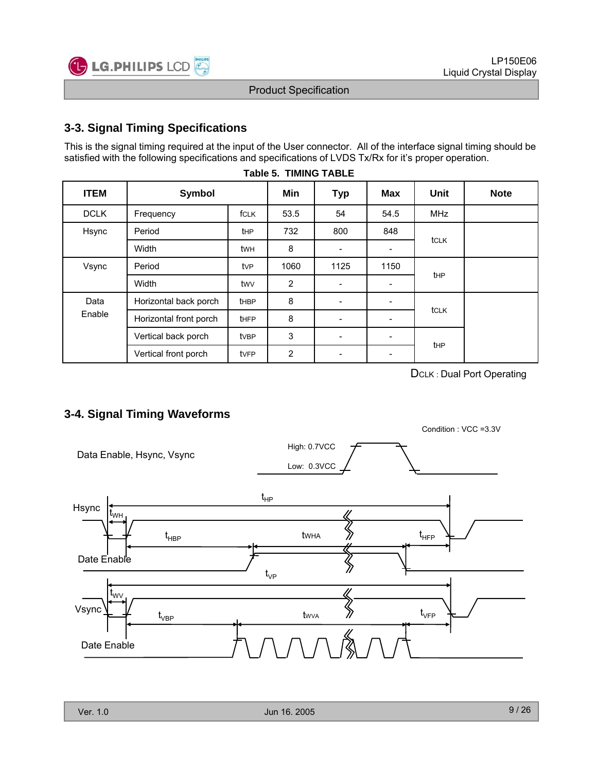## 3-3. Signal Timing Specifications

This is the signal timing required at the input of the User connector. All of the interface signal timing should be satisfied with the following specifications and specifications of LVDS Tx/Rx for it's proper operation.

**Table 5. TIMING TABLE**

| ITEM | Symbol | | Min | Typ | Max | Unit | Note |
|---|---|---|---|---|---|---|---|
| DCLK | Frequency | fCLK | 53.5 | 54 | 54.5 | MHz | |
| Hsync | Period | tHP | 732 | 800 | 848 | tCLK | |
| | Width | tWH | 8 | - | - | | |
| Vsync | Period | tVP | 1060 | 1125 | 1150 | tHP | |
| | Width | tWV | 2 | - | - | | |
| Data Enable | Horizontal back porch | tHBP | 8 | - | - | tCLK | |
| | Horizontal front porch | tHFP | 8 | - | - | | |
| | Vertical back porch | tVBP | 3 | - | - | tHP | |
| | Vertical front porch | tVFP | 2 | - | - | | |

DCLK : Dual Port Operating

## 3-4. Signal Timing Waveforms

Condition : VCC =3.3V

Data Enable, Hsync, Vsync

High: 0.7VCC

Low: 0.3VCC

Hsync: $t_{HP}$, $t_{WH}$, $t_{HBP}$, tWHA, $t_{HFP}$ — Date Enable

Vsync: $t_{VP}$, $t_{WV}$, $t_{VBP}$, tWVA, $t_{VFP}$ — Date Enable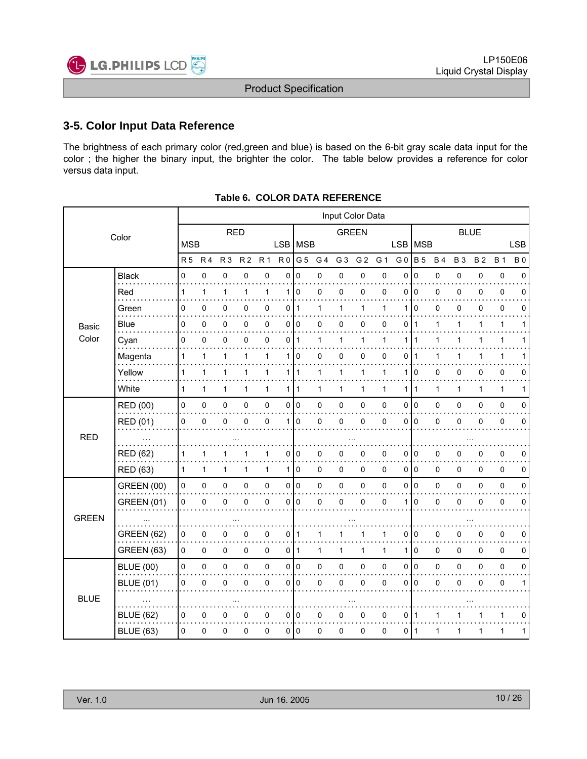## 3-5. Color Input Data Reference

The brightness of each primary color (red,green and blue) is based on the 6-bit gray scale data input for the color ; the higher the binary input, the brighter the color. The table below provides a reference for color versus data input.

**Table 6. COLOR DATA REFERENCE**

| Color | | Input Color Data | | | | | | | | | | | | | | | | | |
|---|---|---|---|---|---|---|---|---|---|---|---|---|---|---|---|---|---|---|---|
| | | RED | | | | | | GREEN | | | | | | BLUE | | | | | |
| | | MSB | | | | | LSB | MSB | | | | | LSB | MSB | | | | | LSB |
| | | R 5 | R 4 | R 3 | R 2 | R 1 | R 0 | G 5 | G 4 | G 3 | G 2 | G 1 | G 0 | B 5 | B 4 | B 3 | B 2 | B 1 | B 0 |
| Basic Color | Black | 0 | 0 | 0 | 0 | 0 | 0 | 0 | 0 | 0 | 0 | 0 | 0 | 0 | 0 | 0 | 0 | 0 | 0 |
| | Red | 1 | 1 | 1 | 1 | 1 | 1 | 0 | 0 | 0 | 0 | 0 | 0 | 0 | 0 | 0 | 0 | 0 | 0 |
| | Green | 0 | 0 | 0 | 0 | 0 | 0 | 1 | 1 | 1 | 1 | 1 | 1 | 0 | 0 | 0 | 0 | 0 | 0 |
| | Blue | 0 | 0 | 0 | 0 | 0 | 0 | 0 | 0 | 0 | 0 | 0 | 0 | 1 | 1 | 1 | 1 | 1 | 1 |
| | Cyan | 0 | 0 | 0 | 0 | 0 | 0 | 1 | 1 | 1 | 1 | 1 | 1 | 1 | 1 | 1 | 1 | 1 | 1 |
| | Magenta | 1 | 1 | 1 | 1 | 1 | 1 | 0 | 0 | 0 | 0 | 0 | 0 | 1 | 1 | 1 | 1 | 1 | 1 |
| | Yellow | 1 | 1 | 1 | 1 | 1 | 1 | 1 | 1 | 1 | 1 | 1 | 1 | 0 | 0 | 0 | 0 | 0 | 0 |
| | White | 1 | 1 | 1 | 1 | 1 | 1 | 1 | 1 | 1 | 1 | 1 | 1 | 1 | 1 | 1 | 1 | 1 | 1 |
| RED | RED (00) | 0 | 0 | 0 | 0 | 0 | 0 | 0 | 0 | 0 | 0 | 0 | 0 | 0 | 0 | 0 | 0 | 0 | 0 |
| | RED (01) | 0 | 0 | 0 | 0 | 0 | 1 | 0 | 0 | 0 | 0 | 0 | 0 | 0 | 0 | 0 | 0 | 0 | 0 |
| | ... | ... | | | | | | ... | | | | | | ... | | | | | |
| | RED (62) | 1 | 1 | 1 | 1 | 1 | 0 | 0 | 0 | 0 | 0 | 0 | 0 | 0 | 0 | 0 | 0 | 0 | 0 |
| | RED (63) | 1 | 1 | 1 | 1 | 1 | 1 | 0 | 0 | 0 | 0 | 0 | 0 | 0 | 0 | 0 | 0 | 0 | 0 |
| GREEN | GREEN (00) | 0 | 0 | 0 | 0 | 0 | 0 | 0 | 0 | 0 | 0 | 0 | 0 | 0 | 0 | 0 | 0 | 0 | 0 |
| | GREEN (01) | 0 | 0 | 0 | 0 | 0 | 0 | 0 | 0 | 0 | 0 | 0 | 1 | 0 | 0 | 0 | 0 | 0 | 0 |
| | ... | ... | | | | | | ... | | | | | | ... | | | | | |
| | GREEN (62) | 0 | 0 | 0 | 0 | 0 | 0 | 1 | 1 | 1 | 1 | 1 | 0 | 0 | 0 | 0 | 0 | 0 | 0 |
| | GREEN (63) | 0 | 0 | 0 | 0 | 0 | 0 | 1 | 1 | 1 | 1 | 1 | 1 | 0 | 0 | 0 | 0 | 0 | 0 |
| BLUE | BLUE (00) | 0 | 0 | 0 | 0 | 0 | 0 | 0 | 0 | 0 | 0 | 0 | 0 | 0 | 0 | 0 | 0 | 0 | 0 |
| | BLUE (01) | 0 | 0 | 0 | 0 | 0 | 0 | 0 | 0 | 0 | 0 | 0 | 0 | 0 | 0 | 0 | 0 | 0 | 1 |
| | ... | ... | | | | | | ... | | | | | | ... | | | | | |
| | BLUE (62) | 0 | 0 | 0 | 0 | 0 | 0 | 0 | 0 | 0 | 0 | 0 | 0 | 1 | 1 | 1 | 1 | 1 | 0 |
| | BLUE (63) | 0 | 0 | 0 | 0 | 0 | 0 | 0 | 0 | 0 | 0 | 0 | 0 | 1 | 1 | 1 | 1 | 1 | 1 |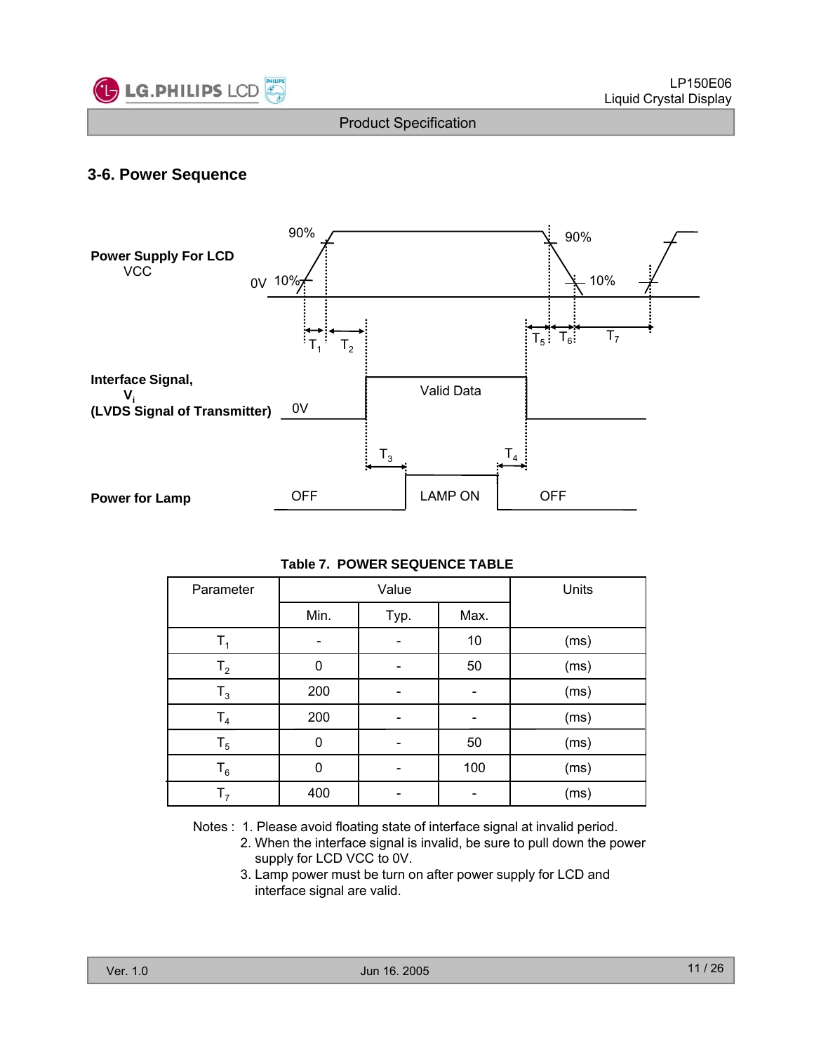## 3-6. Power Sequence

**Power Supply For LCD**
VCC

**Interface Signal,**
**$V_i$**
**(LVDS Signal of Transmitter)**

**Power for Lamp**

**Table 7. POWER SEQUENCE TABLE**

| Parameter | Value | | | Units |
|---|---|---|---|---|
| | Min. | Typ. | Max. | |
| $T_1$ | - | - | 10 | (ms) |
| $T_2$ | 0 | - | 50 | (ms) |
| $T_3$ | 200 | - | - | (ms) |
| $T_4$ | 200 | - | - | (ms) |
| $T_5$ | 0 | - | 50 | (ms) |
| $T_6$ | 0 | - | 100 | (ms) |
| $T_7$ | 400 | - | - | (ms) |

Notes :
1. Please avoid floating state of interface signal at invalid period.
2. When the interface signal is invalid, be sure to pull down the power supply for LCD VCC to 0V.
3. Lamp power must be turn on after power supply for LCD and interface signal are valid.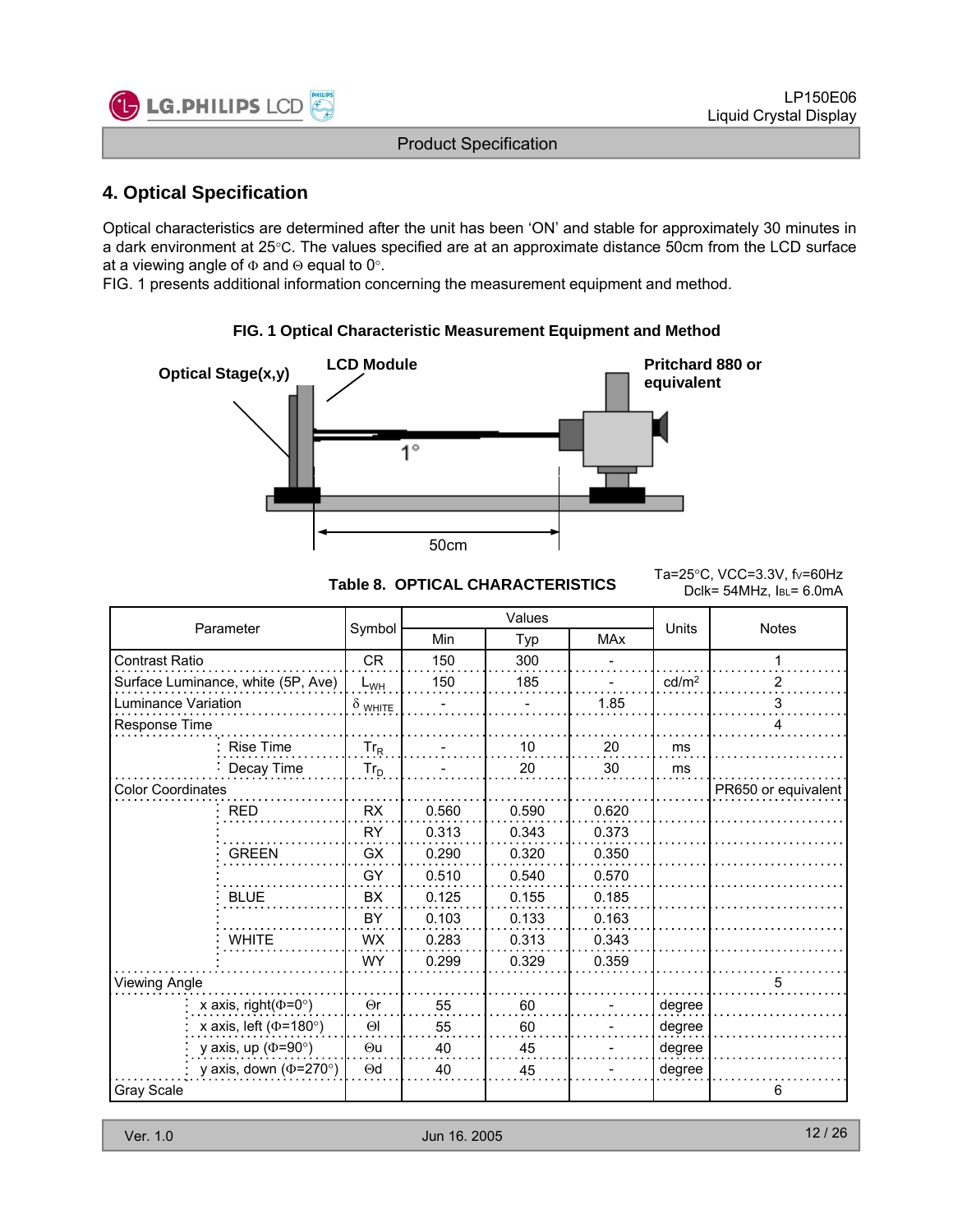## 4. Optical Specification

Optical characteristics are determined after the unit has been 'ON' and stable for approximately 30 minutes in a dark environment at 25°C. The values specified are at an approximate distance 50cm from the LCD surface at a viewing angle of Φ and Θ equal to 0°.
FIG. 1 presents additional information concerning the measurement equipment and method.

**FIG. 1 Optical Characteristic Measurement Equipment and Method**

Optical Stage(x,y)

LCD Module

Pritchard 880 or equivalent

1°

50cm

**Table 8. OPTICAL CHARACTERISTICS**

Ta=25°C, VCC=3.3V, fv=60Hz
Dclk= 54MHz, $I_{BL}$= 6.0mA

| Parameter | | Symbol | Values | | | Units | Notes |
|---|---|---|---|---|---|---|---|
| | | | Min | Typ | MAx | | |
| Contrast Ratio | | CR | 150 | 300 | - | | 1 |
| Surface Luminance, white (5P, Ave) | | $L_{WH}$ | 150 | 185 | - | cd/m² | 2 |
| Luminance Variation | | $\delta_{WHITE}$ | - | - | 1.85 | | 3 |
| Response Time | | | | | | | 4 |
| | Rise Time | $Tr_R$ | - | 10 | 20 | ms | |
| | Decay Time | $Tr_D$ | - | 20 | 30 | ms | |
| Color Coordinates | | | | | | | PR650 or equivalent |
| | RED | RX | 0.560 | 0.590 | 0.620 | | |
| | | RY | 0.313 | 0.343 | 0.373 | | |
| | GREEN | GX | 0.290 | 0.320 | 0.350 | | |
| | | GY | 0.510 | 0.540 | 0.570 | | |
| | BLUE | BX | 0.125 | 0.155 | 0.185 | | |
| | | BY | 0.103 | 0.133 | 0.163 | | |
| | WHITE | WX | 0.283 | 0.313 | 0.343 | | |
| | | WY | 0.299 | 0.329 | 0.359 | | |
| Viewing Angle | | | | | | | 5 |
| | x axis, right(Φ=0°) | Θr | 55 | 60 | - | degree | |
| | x axis, left (Φ=180°) | Θl | 55 | 60 | - | degree | |
| | y axis, up (Φ=90°) | Θu | 40 | 45 | - | degree | |
| | y axis, down (Φ=270°) | Θd | 40 | 45 | - | degree | |
| Gray Scale | | | | | | | 6 |

Ver. 1.0 Jun 16. 2005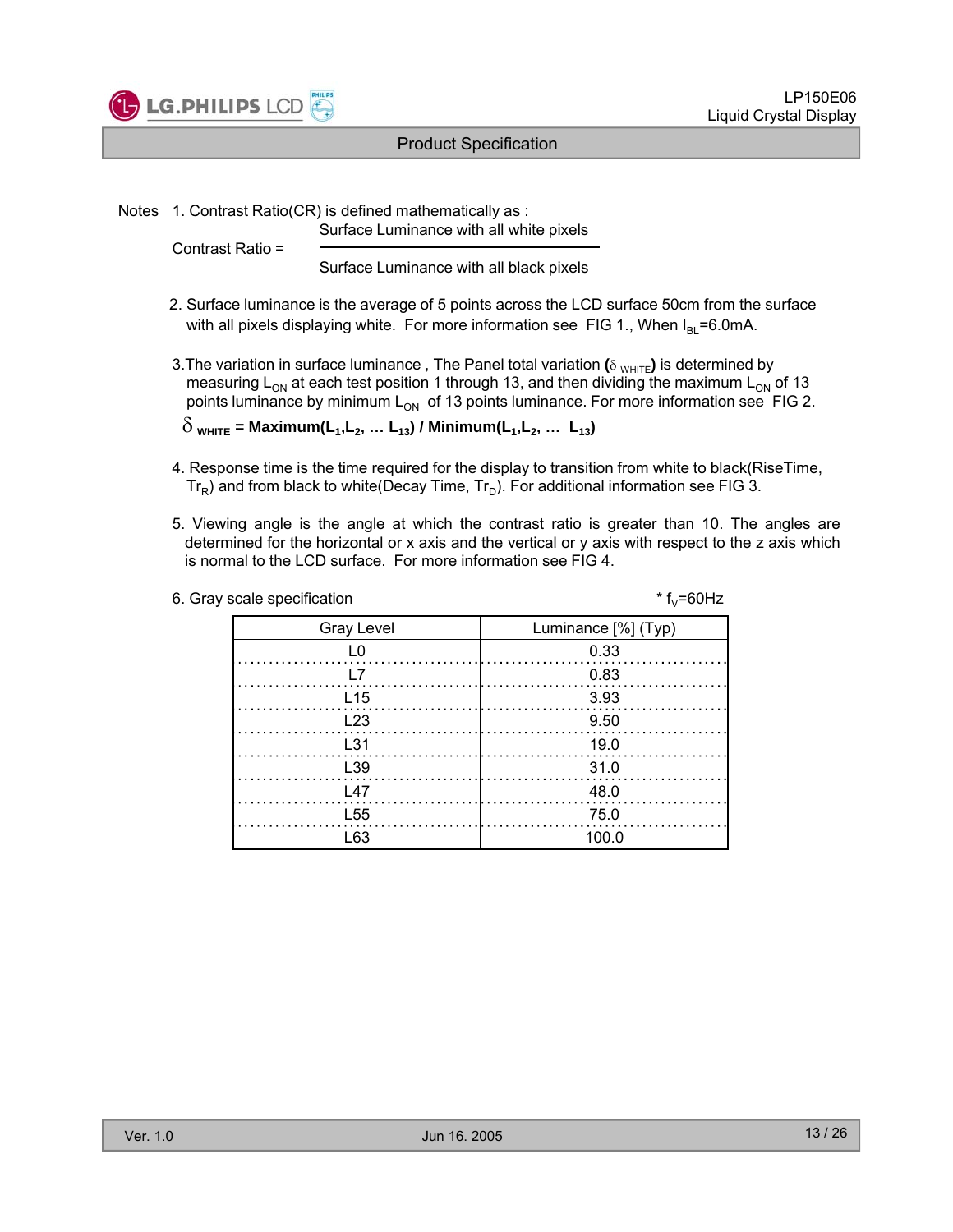Notes 1. Contrast Ratio(CR) is defined mathematically as :

$$\text{Contrast Ratio} = \frac{\text{Surface Luminance with all white pixels}}{\text{Surface Luminance with all black pixels}}$$

2. Surface luminance is the average of 5 points across the LCD surface 50cm from the surface with all pixels displaying white. For more information see FIG 1., When $I_{BL}$=6.0mA.

3. The variation in surface luminance , The Panel total variation (**$\delta_{WHITE}$**) is determined by measuring $L_{ON}$ at each test position 1 through 13, and then dividing the maximum $L_{ON}$ of 13 points luminance by minimum $L_{ON}$ of 13 points luminance. For more information see FIG 2.

$$\delta_{WHITE} = \text{Maximum}(L_1, L_2, \ldots L_{13}) \,/\, \text{Minimum}(L_1, L_2, \ldots L_{13})$$

4. Response time is the time required for the display to transition from white to black(RiseTime, $Tr_R$) and from black to white(Decay Time, $Tr_D$). For additional information see FIG 3.

5. Viewing angle is the angle at which the contrast ratio is greater than 10. The angles are determined for the horizontal or x axis and the vertical or y axis with respect to the z axis which is normal to the LCD surface. For more information see FIG 4.

6. Gray scale specification

\* $f_V$=60Hz

| Gray Level | Luminance [%] (Typ) |
|---|---|
| L0 | 0.33 |
| L7 | 0.83 |
| L15 | 3.93 |
| L23 | 9.50 |
| L31 | 19.0 |
| L39 | 31.0 |
| L47 | 48.0 |
| L55 | 75.0 |
| L63 | 100.0 |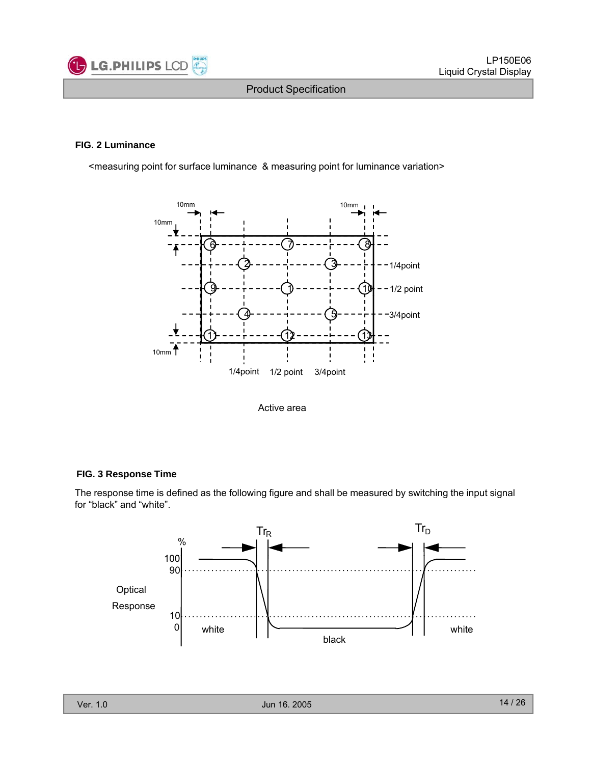### FIG. 2 Luminance

<measuring point for surface luminance & measuring point for luminance variation>

Active area

### FIG. 3 Response Time

The response time is defined as the following figure and shall be measured by switching the input signal for "black" and "white".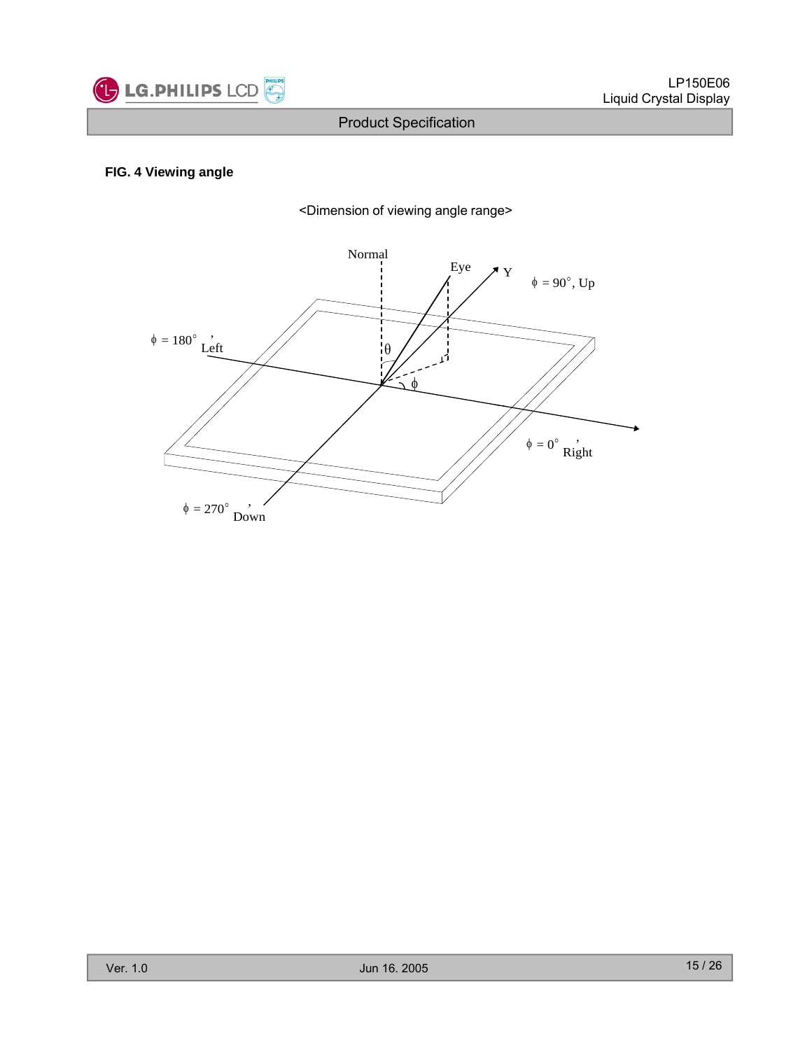**FIG. 4 Viewing angle**

<Dimension of viewing angle range>

Normal

Eye

Y

$\phi$ = 90°, Up

$\phi$ = 180°, Left

$\theta$

$\phi$

$\phi$ = 0°, Right

$\phi$ = 270°, Down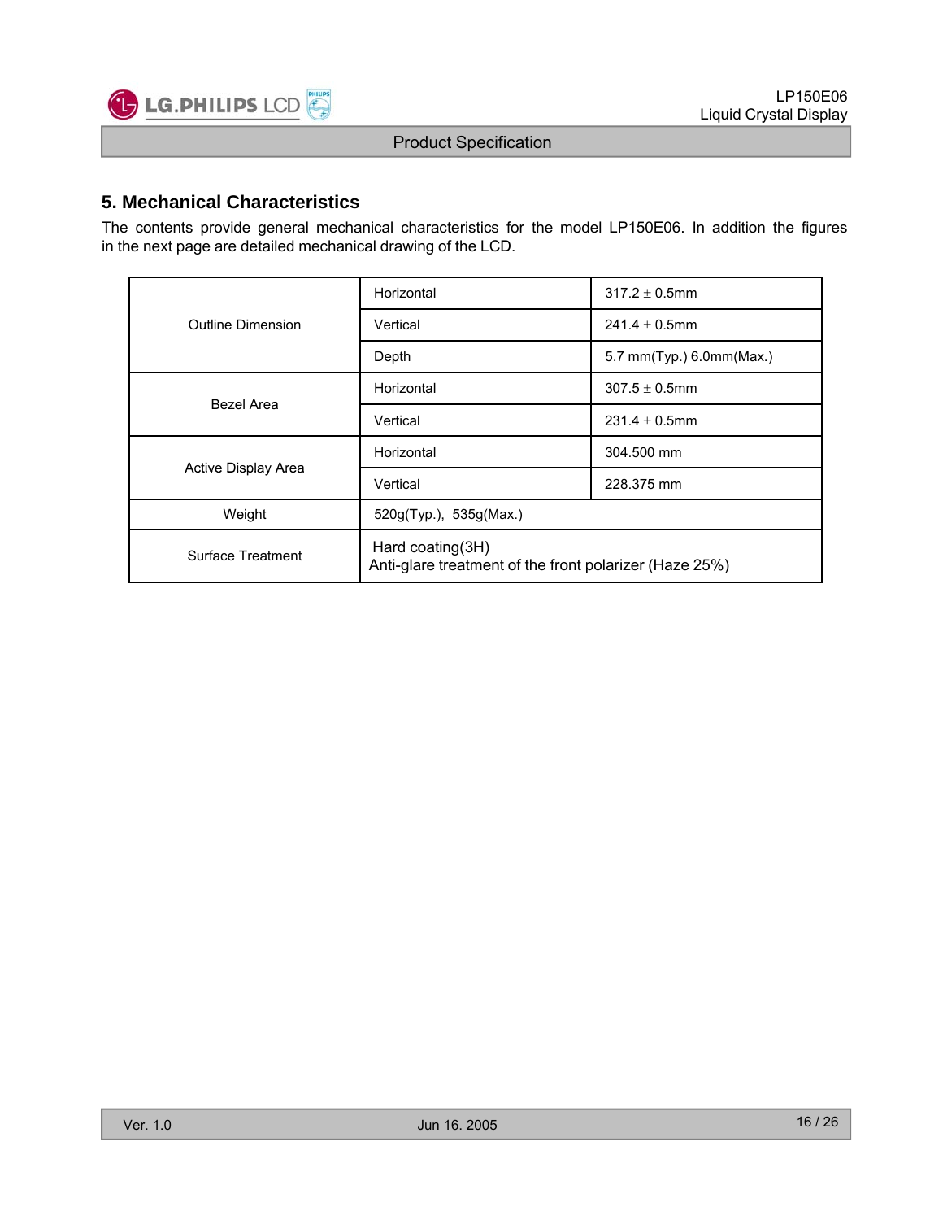## 5. Mechanical Characteristics

The contents provide general mechanical characteristics for the model LP150E06. In addition the figures in the next page are detailed mechanical drawing of the LCD.

| | | |
|---|---|---|
| Outline Dimension | Horizontal | 317.2 ± 0.5mm |
| | Vertical | 241.4 ± 0.5mm |
| | Depth | 5.7 mm(Typ.) 6.0mm(Max.) |
| Bezel Area | Horizontal | 307.5 ± 0.5mm |
| | Vertical | 231.4 ± 0.5mm |
| Active Display Area | Horizontal | 304.500 mm |
| | Vertical | 228.375 mm |
| Weight | 520g(Typ.), 535g(Max.) | |
| Surface Treatment | Hard coating(3H)<br>Anti-glare treatment of the front polarizer (Haze 25%) | |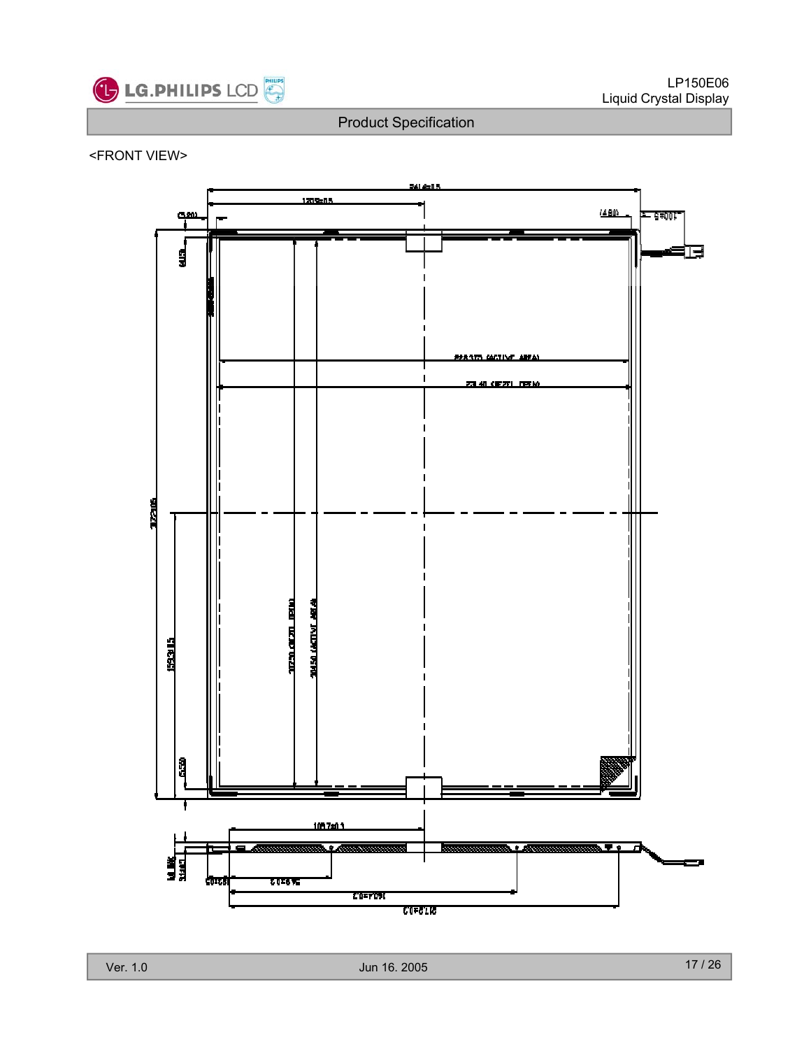<FRONT VIEW>

241.6±0.5

120.8±0.5

(5.80)

(4.80)

100±5

(6.15)

228.1(ACTIVE AREA)

231.40 (BEZEL OPEN)

317.2±0.5

175.00 (BEZEL OPEN)

304.50 (ACTIVE AREA)

153.3±0.5

(5.50)

108.7±0.3

5.1(MAX)

3.1(REF)

20±0.5

57.6±0.3

160.4±0.3

213.2±0.3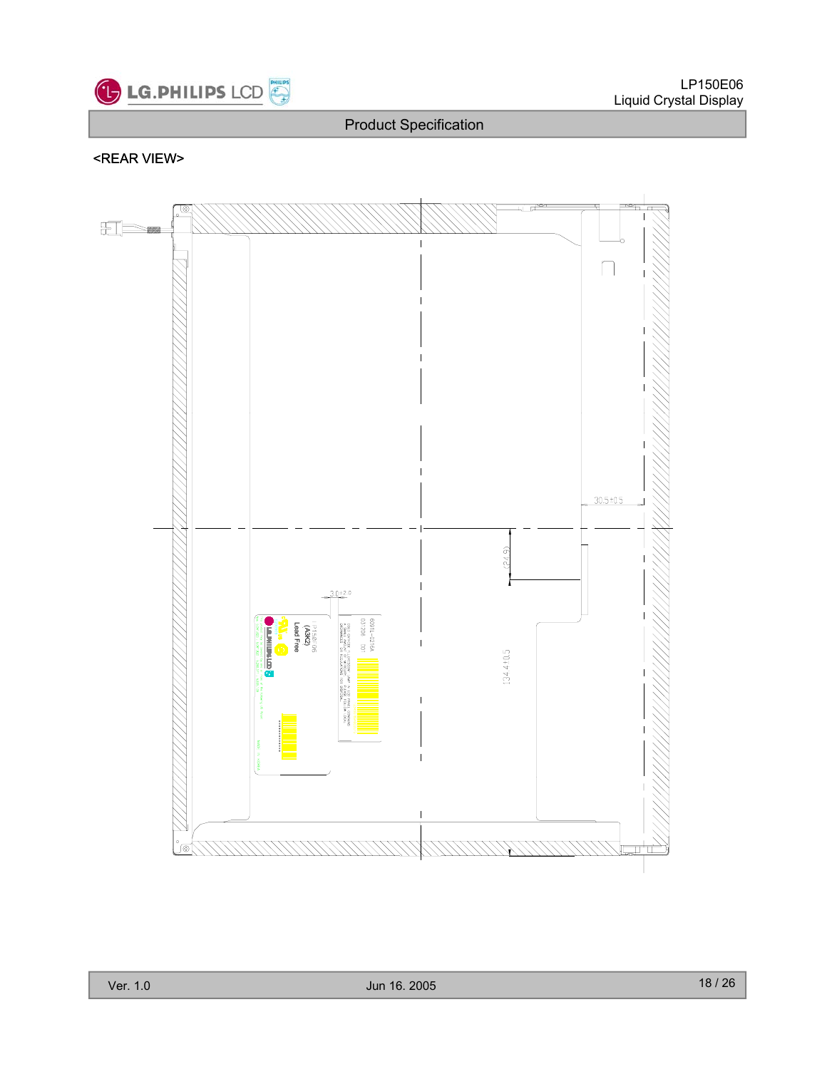<REAR VIEW>

30.5±0.5

(24.9)

3.0±2.0

134.4±0.5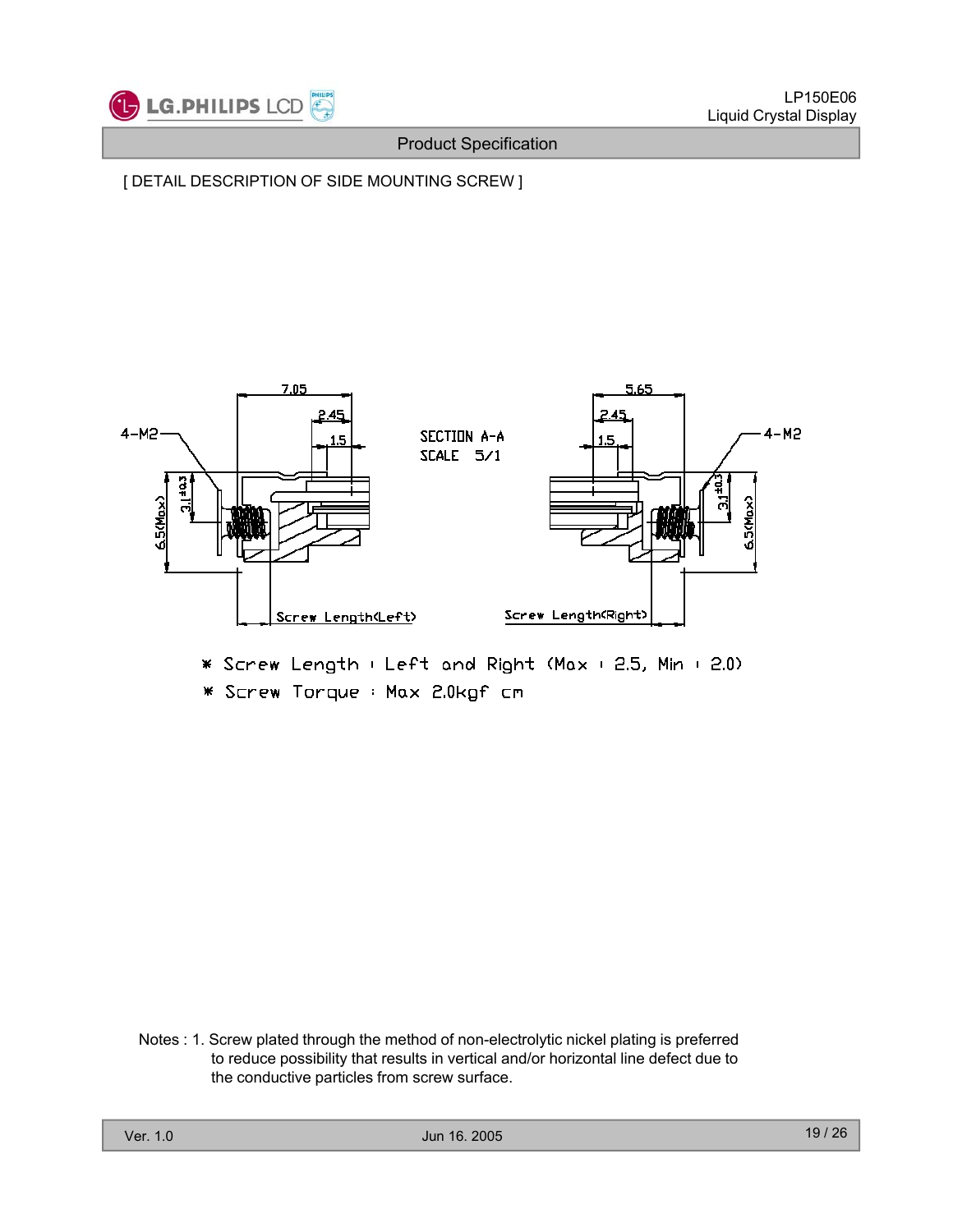[ DETAIL DESCRIPTION OF SIDE MOUNTING SCREW ]

SECTION A-A
SCALE 5/1

4-M2 &nbsp;&nbsp; 7.05 &nbsp;&nbsp; 2.45 &nbsp;&nbsp; 1.5 &nbsp;&nbsp; 3.1±0.3 &nbsp;&nbsp; 6.5(Max) &nbsp;&nbsp; Screw Length(Left)

4-M2 &nbsp;&nbsp; 5.65 &nbsp;&nbsp; 2.45 &nbsp;&nbsp; 1.5 &nbsp;&nbsp; 3.1±0.3 &nbsp;&nbsp; 6.5(Max) &nbsp;&nbsp; Screw Length(Right)

* Screw Length : Left and Right (Max : 2.5, Min : 2.0)
* Screw Torque : Max 2.0kgf cm

Notes : 1. Screw plated through the method of non-electrolytic nickel plating is preferred to reduce possibility that results in vertical and/or horizontal line defect due to the conductive particles from screw surface.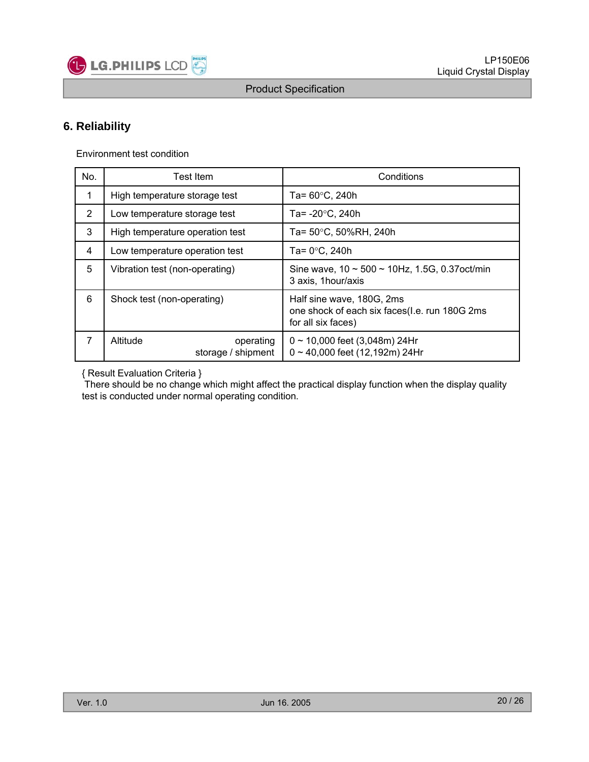## 6. Reliability

Environment test condition

| No. | Test Item | Conditions |
|---|---|---|
| 1 | High temperature storage test | Ta= 60°C, 240h |
| 2 | Low temperature storage test | Ta= -20°C, 240h |
| 3 | High temperature operation test | Ta= 50°C, 50%RH, 240h |
| 4 | Low temperature operation test | Ta= 0°C, 240h |
| 5 | Vibration test (non-operating) | Sine wave, 10 ~ 500 ~ 10Hz, 1.5G, 0.37oct/min<br>3 axis, 1hour/axis |
| 6 | Shock test (non-operating) | Half sine wave, 180G, 2ms<br>one shock of each six faces(I.e. run 180G 2ms for all six faces) |
| 7 | Altitude operating<br>storage / shipment | 0 ~ 10,000 feet (3,048m) 24Hr<br>0 ~ 40,000 feet (12,192m) 24Hr |

{ Result Evaluation Criteria }
There should be no change which might affect the practical display function when the display quality test is conducted under normal operating condition.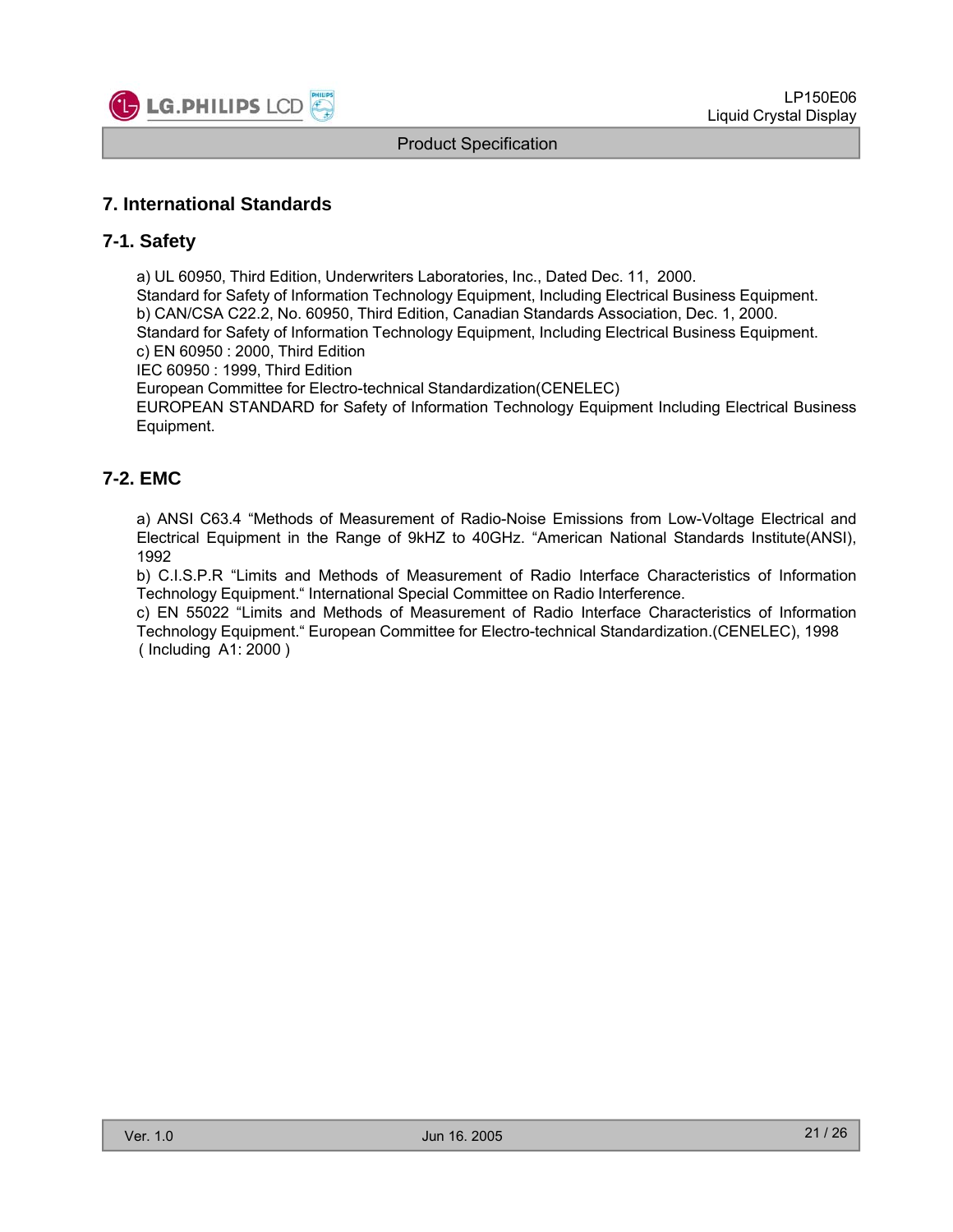## 7. International Standards

### 7-1. Safety

a) UL 60950, Third Edition, Underwriters Laboratories, Inc., Dated Dec. 11, 2000.
Standard for Safety of Information Technology Equipment, Including Electrical Business Equipment.
b) CAN/CSA C22.2, No. 60950, Third Edition, Canadian Standards Association, Dec. 1, 2000.
Standard for Safety of Information Technology Equipment, Including Electrical Business Equipment.
c) EN 60950 : 2000, Third Edition
IEC 60950 : 1999, Third Edition
European Committee for Electro-technical Standardization(CENELEC)
EUROPEAN STANDARD for Safety of Information Technology Equipment Including Electrical Business Equipment.

### 7-2. EMC

a) ANSI C63.4 "Methods of Measurement of Radio-Noise Emissions from Low-Voltage Electrical and Electrical Equipment in the Range of 9kHZ to 40GHz. "American National Standards Institute(ANSI), 1992
b) C.I.S.P.R "Limits and Methods of Measurement of Radio Interface Characteristics of Information Technology Equipment." International Special Committee on Radio Interference.
c) EN 55022 "Limits and Methods of Measurement of Radio Interface Characteristics of Information Technology Equipment." European Committee for Electro-technical Standardization.(CENELEC), 1998 ( Including A1: 2000 )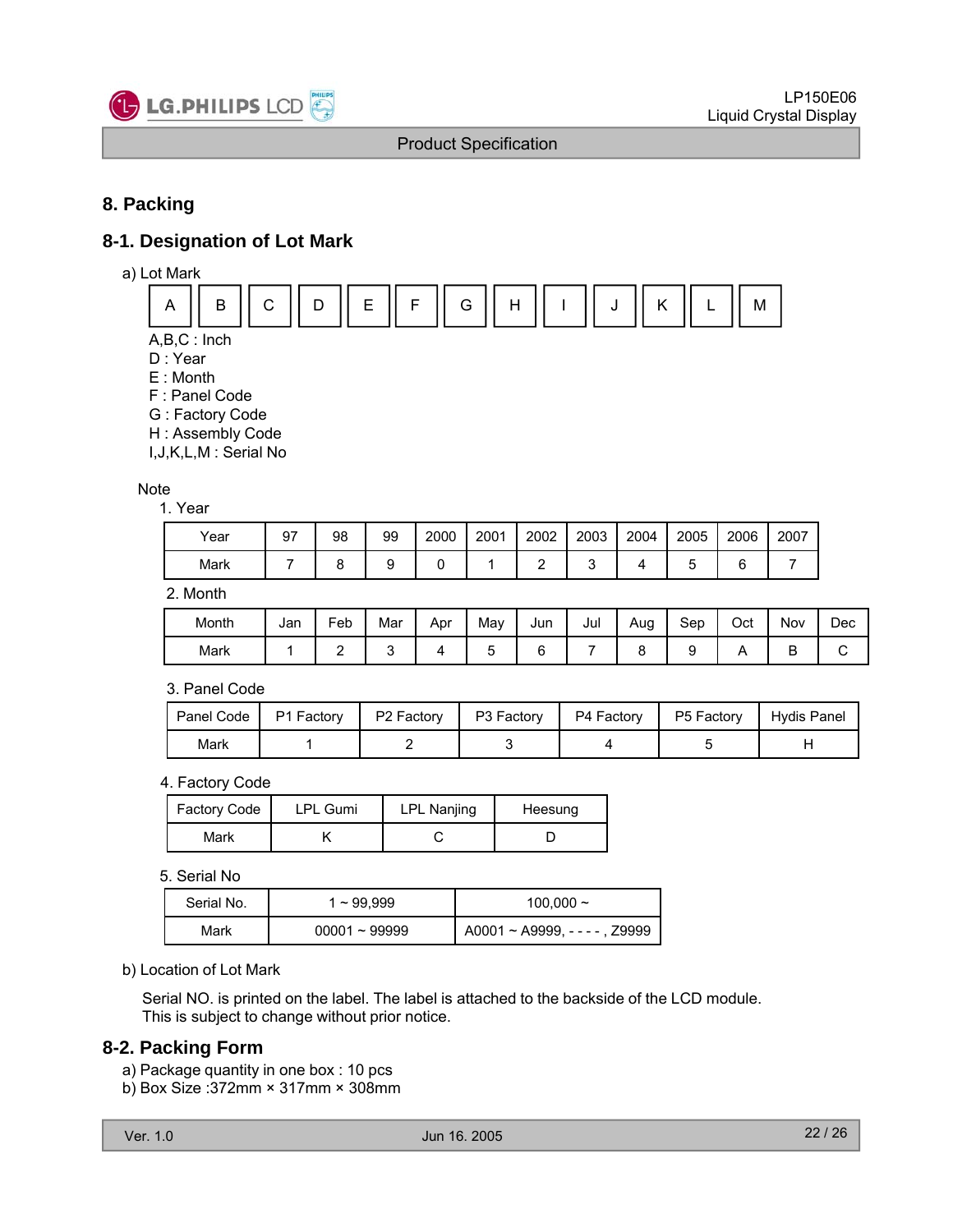## 8. Packing

### 8-1. Designation of Lot Mark

a) Lot Mark

| A | B | C | D | E | F | G | H | I | J | K | L | M |
|---|---|---|---|---|---|---|---|---|---|---|---|---|

A,B,C : Inch
D : Year
E : Month
F : Panel Code
G : Factory Code
H : Assembly Code
I,J,K,L,M : Serial No

Note

1. Year

| Year | 97 | 98 | 99 | 2000 | 2001 | 2002 | 2003 | 2004 | 2005 | 2006 | 2007 |
|---|---|---|---|---|---|---|---|---|---|---|---|
| Mark | 7 | 8 | 9 | 0 | 1 | 2 | 3 | 4 | 5 | 6 | 7 |

2. Month

| Month | Jan | Feb | Mar | Apr | May | Jun | Jul | Aug | Sep | Oct | Nov | Dec |
|---|---|---|---|---|---|---|---|---|---|---|---|---|
| Mark | 1 | 2 | 3 | 4 | 5 | 6 | 7 | 8 | 9 | A | B | C |

3. Panel Code

| Panel Code | P1 Factory | P2 Factory | P3 Factory | P4 Factory | P5 Factory | Hydis Panel |
|---|---|---|---|---|---|---|
| Mark | 1 | 2 | 3 | 4 | 5 | H |

4. Factory Code

| Factory Code | LPL Gumi | LPL Nanjing | Heesung |
|---|---|---|---|
| Mark | K | C | D |

5. Serial No

| Serial No. | 1 ~ 99,999 | 100,000 ~ |
|---|---|---|
| Mark | 00001 ~ 99999 | A0001 ~ A9999, - - - - , Z9999 |

b) Location of Lot Mark

Serial NO. is printed on the label. The label is attached to the backside of the LCD module.
This is subject to change without prior notice.

### 8-2. Packing Form

a) Package quantity in one box : 10 pcs
b) Box Size :372mm × 317mm × 308mm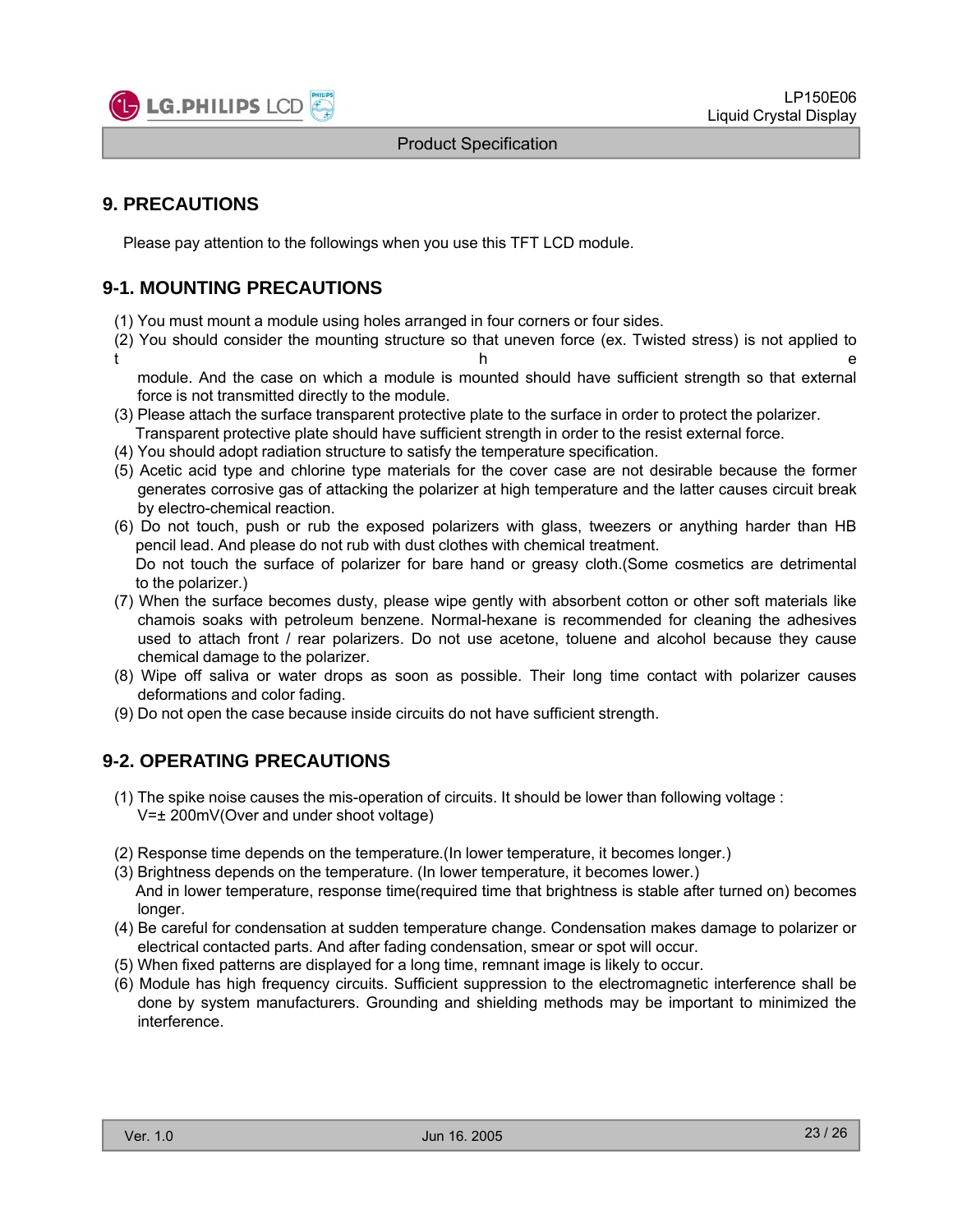## 9. PRECAUTIONS

Please pay attention to the followings when you use this TFT LCD module.

### 9-1. MOUNTING PRECAUTIONS

(1) You must mount a module using holes arranged in four corners or four sides.

(2) You should consider the mounting structure so that uneven force (ex. Twisted stress) is not applied to the module. And the case on which a module is mounted should have sufficient strength so that external force is not transmitted directly to the module.

(3) Please attach the surface transparent protective plate to the surface in order to protect the polarizer. Transparent protective plate should have sufficient strength in order to the resist external force.

(4) You should adopt radiation structure to satisfy the temperature specification.

(5) Acetic acid type and chlorine type materials for the cover case are not desirable because the former generates corrosive gas of attacking the polarizer at high temperature and the latter causes circuit break by electro-chemical reaction.

(6) Do not touch, push or rub the exposed polarizers with glass, tweezers or anything harder than HB pencil lead. And please do not rub with dust clothes with chemical treatment. Do not touch the surface of polarizer for bare hand or greasy cloth.(Some cosmetics are detrimental to the polarizer.)

(7) When the surface becomes dusty, please wipe gently with absorbent cotton or other soft materials like chamois soaks with petroleum benzene. Normal-hexane is recommended for cleaning the adhesives used to attach front / rear polarizers. Do not use acetone, toluene and alcohol because they cause chemical damage to the polarizer.

(8) Wipe off saliva or water drops as soon as possible. Their long time contact with polarizer causes deformations and color fading.

(9) Do not open the case because inside circuits do not have sufficient strength.

### 9-2. OPERATING PRECAUTIONS

(1) The spike noise causes the mis-operation of circuits. It should be lower than following voltage : V=± 200mV(Over and under shoot voltage)

(2) Response time depends on the temperature.(In lower temperature, it becomes longer.)

(3) Brightness depends on the temperature. (In lower temperature, it becomes lower.) And in lower temperature, response time(required time that brightness is stable after turned on) becomes longer.

(4) Be careful for condensation at sudden temperature change. Condensation makes damage to polarizer or electrical contacted parts. And after fading condensation, smear or spot will occur.

(5) When fixed patterns are displayed for a long time, remnant image is likely to occur.

(6) Module has high frequency circuits. Sufficient suppression to the electromagnetic interference shall be done by system manufacturers. Grounding and shielding methods may be important to minimized the interference.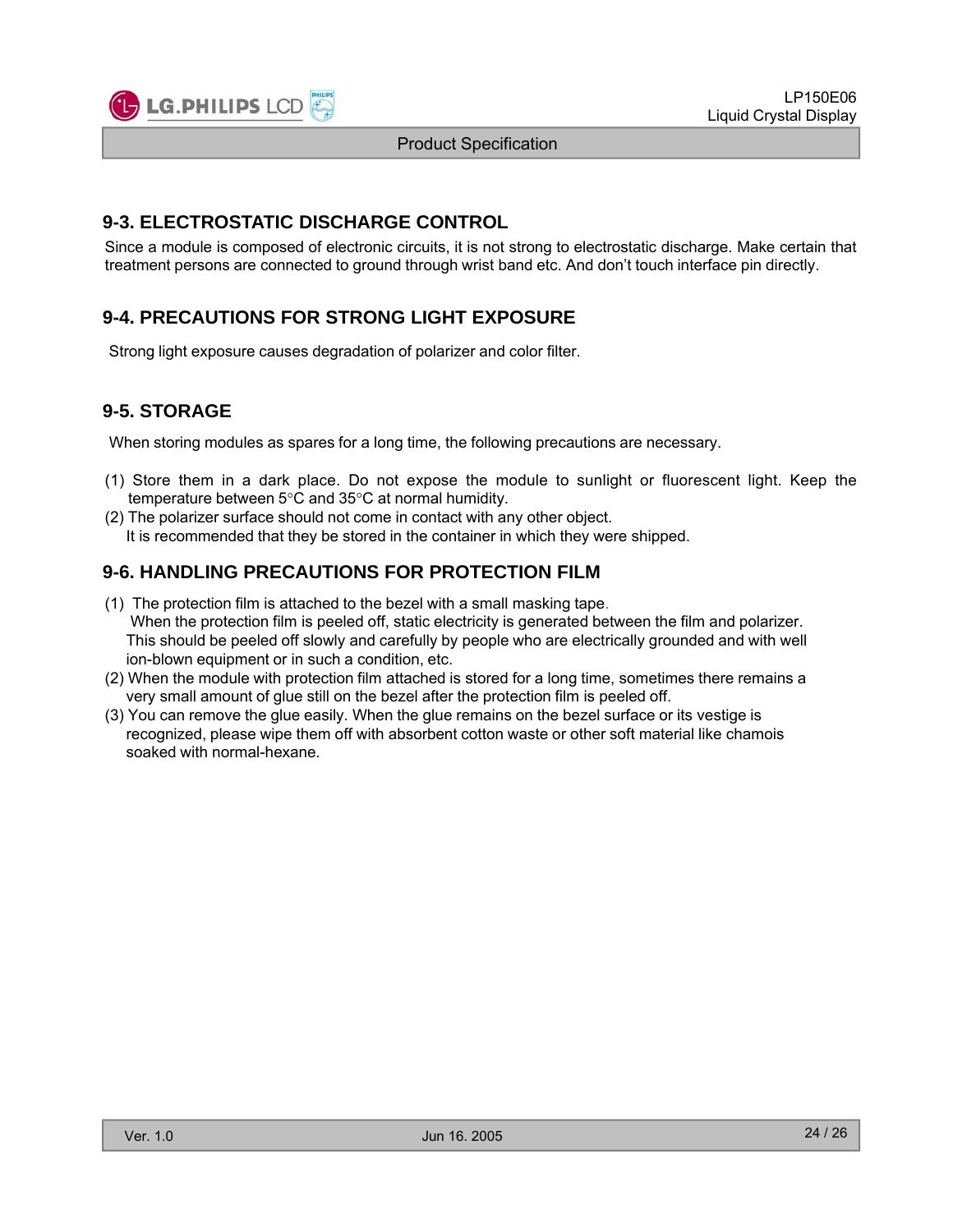## 9-3. ELECTROSTATIC DISCHARGE CONTROL

Since a module is composed of electronic circuits, it is not strong to electrostatic discharge. Make certain that treatment persons are connected to ground through wrist band etc. And don't touch interface pin directly.

## 9-4. PRECAUTIONS FOR STRONG LIGHT EXPOSURE

Strong light exposure causes degradation of polarizer and color filter.

## 9-5. STORAGE

When storing modules as spares for a long time, the following precautions are necessary.

(1) Store them in a dark place. Do not expose the module to sunlight or fluorescent light. Keep the temperature between 5°C and 35°C at normal humidity.
(2) The polarizer surface should not come in contact with any other object.
It is recommended that they be stored in the container in which they were shipped.

## 9-6. HANDLING PRECAUTIONS FOR PROTECTION FILM

(1) The protection film is attached to the bezel with a small masking tape.
When the protection film is peeled off, static electricity is generated between the film and polarizer. This should be peeled off slowly and carefully by people who are electrically grounded and with well ion-blown equipment or in such a condition, etc.
(2) When the module with protection film attached is stored for a long time, sometimes there remains a very small amount of glue still on the bezel after the protection film is peeled off.
(3) You can remove the glue easily. When the glue remains on the bezel surface or its vestige is recognized, please wipe them off with absorbent cotton waste or other soft material like chamois soaked with normal-hexane.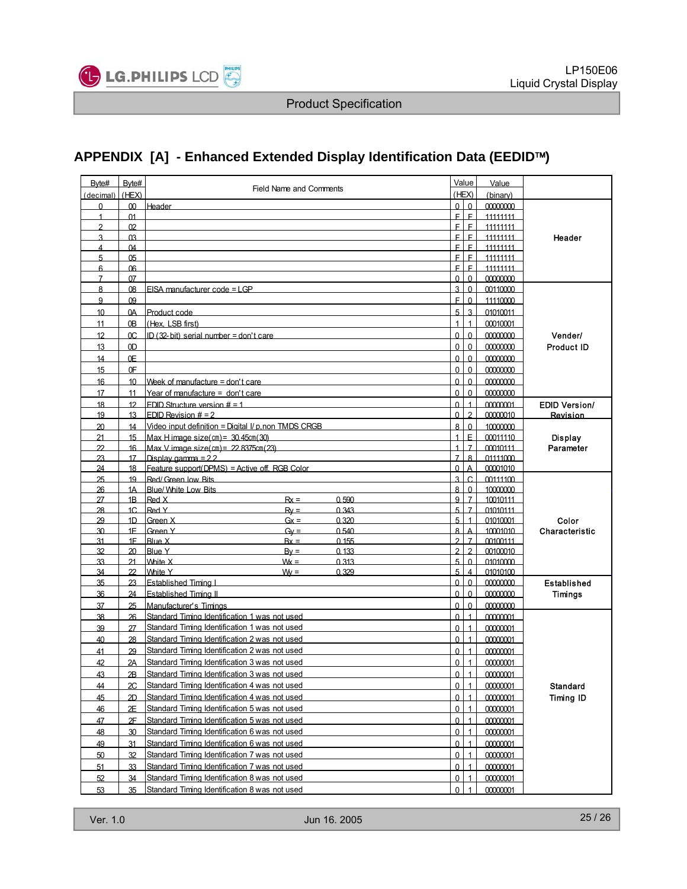## APPENDIX [A] - Enhanced Extended Display Identification Data (EEDID™)

| Byte# (decimal) | Byte# (HEX) | Field Name and Comments | | | Value (HEX) | | Value (binary) | |
|---|---|---|---|---|---|---|---|---|
| 0 | 00 | Header | | | 0 | 0 | 00000000 | Header |
| 1 | 01 | | | | F | F | 11111111 | |
| 2 | 02 | | | | F | F | 11111111 | |
| 3 | 03 | | | | F | F | 11111111 | |
| 4 | 04 | | | | F | F | 11111111 | |
| 5 | 05 | | | | F | F | 11111111 | |
| 6 | 06 | | | | F | F | 11111111 | |
| 7 | 07 | | | | 0 | 0 | 00000000 | |
| 8 | 08 | EISA manufacturer code = LGP | | | 3 | 0 | 00110000 | Vender/ Product ID |
| 9 | 09 | | | | F | 0 | 11110000 | |
| 10 | 0A | Product code | | | 5 | 3 | 01010011 | |
| 11 | 0B | (Hex. LSB first) | | | 1 | 1 | 00010001 | |
| 12 | 0C | ID (32-bit) serial number = don't care | | | 0 | 0 | 00000000 | |
| 13 | 0D | | | | 0 | 0 | 00000000 | |
| 14 | 0E | | | | 0 | 0 | 00000000 | |
| 15 | 0F | | | | 0 | 0 | 00000000 | |
| 16 | 10 | Week of manufacture = don't care | | | 0 | 0 | 00000000 | |
| 17 | 11 | Year of manufacture = don't care | | | 0 | 0 | 00000000 | |
| 18 | 12 | EDID Structure version # = 1 | | | 0 | 1 | 00000001 | EDID Version/ Revision |
| 19 | 13 | EDID Revision # = 2 | | | 0 | 2 | 00000010 | |
| 20 | 14 | Video input definition = Digital I/ p,non TMDS CRGB | | | 8 | 0 | 10000000 | Display Parameter |
| 21 | 15 | Max H image size(cm)= 30.45cm(30) | | | 1 | E | 00011110 | |
| 22 | 16 | Max V image size(cm)= 22.8375cm(23) | | | 1 | 7 | 00010111 | |
| 23 | 17 | Display gamma = 2.2 | | | 7 | 8 | 01111000 | |
| 24 | 18 | Feature support(DPMS) = Active off, RGB Color | | | 0 | A | 00001010 | |
| 25 | 19 | Red/ Green low Bits | | | 3 | C | 00111100 | Color Characteristic |
| 26 | 1A | Blue/ White Low Bits | | | 8 | 0 | 10000000 | |
| 27 | 1B | Red X | Rx = | 0.590 | 9 | 7 | 10010111 | |
| 28 | 1C | Red Y | Ry = | 0.343 | 5 | 7 | 01010111 | |
| 29 | 1D | Green X | Gx = | 0.320 | 5 | 1 | 01010001 | |
| 30 | 1E | Green Y | Gy = | 0.540 | 8 | A | 10001010 | |
| 31 | 1F | Blue X | Bx = | 0.155 | 2 | 7 | 00100111 | |
| 32 | 20 | Blue Y | By = | 0.133 | 2 | 2 | 00100010 | |
| 33 | 21 | White X | Wx = | 0.313 | 5 | 0 | 01010000 | |
| 34 | 22 | White Y | Wy = | 0.329 | 5 | 4 | 01010100 | |
| 35 | 23 | Established Timing I | | | 0 | 0 | 00000000 | Established Timings |
| 36 | 24 | Established Timing II | | | 0 | 0 | 00000000 | |
| 37 | 25 | Manufacturer's Timings | | | 0 | 0 | 00000000 | |
| 38 | 26 | Standard Timing Identification 1 was not used | | | 0 | 1 | 00000001 | Standard Timing ID |
| 39 | 27 | Standard Timing Identification 1 was not used | | | 0 | 1 | 00000001 | |
| 40 | 28 | Standard Timing Identification 2 was not used | | | 0 | 1 | 00000001 | |
| 41 | 29 | Standard Timing Identification 2 was not used | | | 0 | 1 | 00000001 | |
| 42 | 2A | Standard Timing Identification 3 was not used | | | 0 | 1 | 00000001 | |
| 43 | 2B | Standard Timing Identification 3 was not used | | | 0 | 1 | 00000001 | |
| 44 | 2C | Standard Timing Identification 4 was not used | | | 0 | 1 | 00000001 | |
| 45 | 2D | Standard Timing Identification 4 was not used | | | 0 | 1 | 00000001 | |
| 46 | 2E | Standard Timing Identification 5 was not used | | | 0 | 1 | 00000001 | |
| 47 | 2F | Standard Timing Identification 5 was not used | | | 0 | 1 | 00000001 | |
| 48 | 30 | Standard Timing Identification 6 was not used | | | 0 | 1 | 00000001 | |
| 49 | 31 | Standard Timing Identification 6 was not used | | | 0 | 1 | 00000001 | |
| 50 | 32 | Standard Timing Identification 7 was not used | | | 0 | 1 | 00000001 | |
| 51 | 33 | Standard Timing Identification 7 was not used | | | 0 | 1 | 00000001 | |
| 52 | 34 | Standard Timing Identification 8 was not used | | | 0 | 1 | 00000001 | |
| 53 | 35 | Standard Timing Identification 8 was not used | | | 0 | 1 | 00000001 | |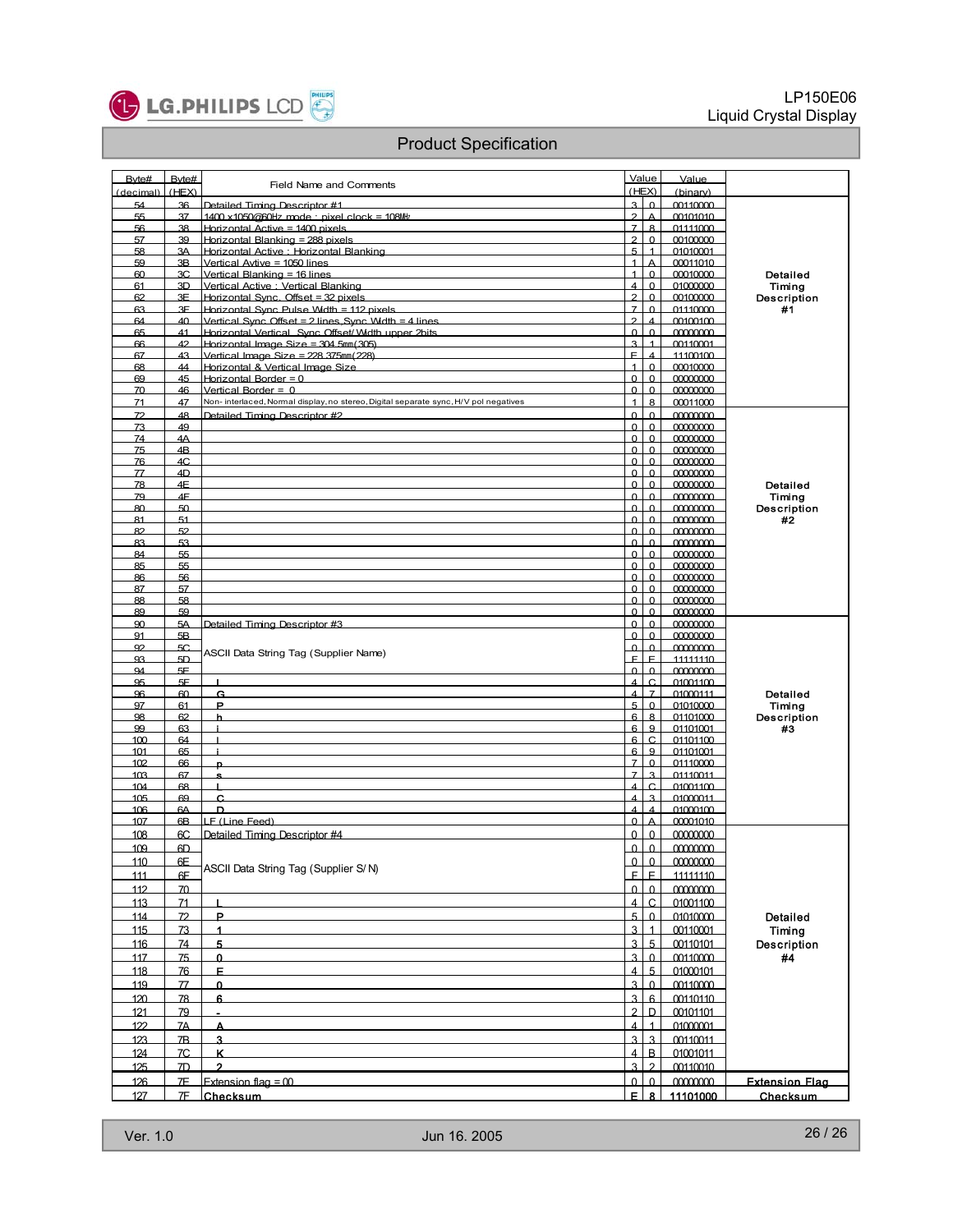| Byte# (decimal) | Byte# (HEX) | Field Name and Comments | Value (HEX) | | Value (binary) | |
|---|---|---|---|---|---|---|
| 54 | 36 | Detailed Timing Descriptor #1 | 3 | 0 | 00110000 | Detailed Timing Description #1 |
| 55 | 37 | 1400 x1050@60Hz mode : pixel clock = 108MHz | 2 | A | 00101010 | |
| 56 | 38 | Horizontal Active = 1400 pixels | 7 | 8 | 01111000 | |
| 57 | 39 | Horizontal Blanking = 288 pixels | 2 | 0 | 00100000 | |
| 58 | 3A | Horizontal Active : Horizontal Blanking | 5 | 1 | 01010001 | |
| 59 | 3B | Vertical Avtive = 1050 lines | 1 | A | 00011010 | |
| 60 | 3C | Vertical Blanking = 16 lines | 1 | 0 | 00010000 | |
| 61 | 3D | Vertical Active : Vertical Blanking | 4 | 0 | 01000000 | |
| 62 | 3E | Horizontal Sync. Offset = 32 pixels | 2 | 0 | 00100000 | |
| 63 | 3F | Horizontal Sync Pulse Width = 112 pixels | 7 | 0 | 01110000 | |
| 64 | 40 | Vertical Sync Offset = 2 lines Sync Width = 4 lines | 2 | 4 | 00100100 | |
| 65 | 41 | Horizontal Vertical Sync Offset/ Width upper 2bits | 0 | 0 | 00000000 | |
| 66 | 42 | Horizontal Image Size = 304.5mm(305) | 3 | 1 | 00110001 | |
| 67 | 43 | Vertical Image Size = 228.375mm(228) | E | 4 | 11100100 | |
| 68 | 44 | Horizontal & Vertical Image Size | 1 | 0 | 00010000 | |
| 69 | 45 | Horizontal Border = 0 | 0 | 0 | 00000000 | |
| 70 | 46 | Vertical Border = 0 | 0 | 0 | 00000000 | |
| 71 | 47 | Non- interlaced, Normal display, no stereo, Digital separate sync, H/V pol negatives | 1 | 8 | 00011000 | |
| 72 | 48 | Detailed Timing Descriptor #2 | 0 | 0 | 00000000 | Detailed Timing Description #2 |
| 73 | 49 | | 0 | 0 | 00000000 | |
| 74 | 4A | | 0 | 0 | 00000000 | |
| 75 | 4B | | 0 | 0 | 00000000 | |
| 76 | 4C | | 0 | 0 | 00000000 | |
| 77 | 4D | | 0 | 0 | 00000000 | |
| 78 | 4E | | 0 | 0 | 00000000 | |
| 79 | 4F | | 0 | 0 | 00000000 | |
| 80 | 50 | | 0 | 0 | 00000000 | |
| 81 | 51 | | 0 | 0 | 00000000 | |
| 82 | 52 | | 0 | 0 | 00000000 | |
| 83 | 53 | | 0 | 0 | 00000000 | |
| 84 | 55 | | 0 | 0 | 00000000 | |
| 85 | 55 | | 0 | 0 | 00000000 | |
| 86 | 56 | | 0 | 0 | 00000000 | |
| 87 | 57 | | 0 | 0 | 00000000 | |
| 88 | 58 | | 0 | 0 | 00000000 | |
| 89 | 59 | | 0 | 0 | 00000000 | |
| 90 | 5A | Detailed Timing Descriptor #3 | 0 | 0 | 00000000 | Detailed Timing Description #3 |
| 91 | 5B | ASCII Data String Tag (Supplier Name) | 0 | 0 | 00000000 | |
| 92 | 5C | | 0 | 0 | 00000000 | |
| 93 | 5D | | F | E | 11111110 | |
| 94 | 5E | | 0 | 0 | 00000000 | |
| 95 | 5F | L | 4 | C | 01001100 | |
| 96 | 60 | G | 4 | 7 | 01000111 | |
| 97 | 61 | P | 5 | 0 | 01010000 | |
| 98 | 62 | h | 6 | 8 | 01101000 | |
| 99 | 63 | i | 6 | 9 | 01101001 | |
| 100 | 64 | l | 6 | C | 01101100 | |
| 101 | 65 | i | 6 | 9 | 01101001 | |
| 102 | 66 | p | 7 | 0 | 01110000 | |
| 103 | 67 | s | 7 | 3 | 01110011 | |
| 104 | 68 | L | 4 | C | 01001100 | |
| 105 | 69 | C | 4 | 3 | 01000011 | |
| 106 | 6A | D | 4 | 4 | 01000100 | |
| 107 | 6B | LF (Line Feed) | 0 | A | 00001010 | |
| 108 | 6C | Detailed Timing Descriptor #4 | 0 | 0 | 00000000 | Detailed Timing Description #4 |
| 109 | 6D | ASCII Data String Tag (Supplier S/N) | 0 | 0 | 00000000 | |
| 110 | 6E | | 0 | 0 | 00000000 | |
| 111 | 6F | | F | E | 11111110 | |
| 112 | 70 | | 0 | 0 | 00000000 | |
| 113 | 71 | L | 4 | C | 01001100 | |
| 114 | 72 | P | 5 | 0 | 01010000 | |
| 115 | 73 | 1 | 3 | 1 | 00110001 | |
| 116 | 74 | 5 | 3 | 5 | 00110101 | |
| 117 | 75 | 0 | 3 | 0 | 00110000 | |
| 118 | 76 | E | 4 | 5 | 01000101 | |
| 119 | 77 | 0 | 3 | 0 | 00110000 | |
| 120 | 78 | 6 | 3 | 6 | 00110110 | |
| 121 | 79 | - | 2 | D | 00101101 | |
| 122 | 7A | A | 4 | 1 | 01000001 | |
| 123 | 7B | 3 | 3 | 3 | 00110011 | |
| 124 | 7C | K | 4 | B | 01001011 | |
| 125 | 7D | 2 | 3 | 2 | 00110010 | |
| 126 | 7E | Extension flag = 00 | 0 | 0 | 00000000 | Extension Flag |
| 127 | 7F | Checksum | E | 8 | 11101000 | Checksum |